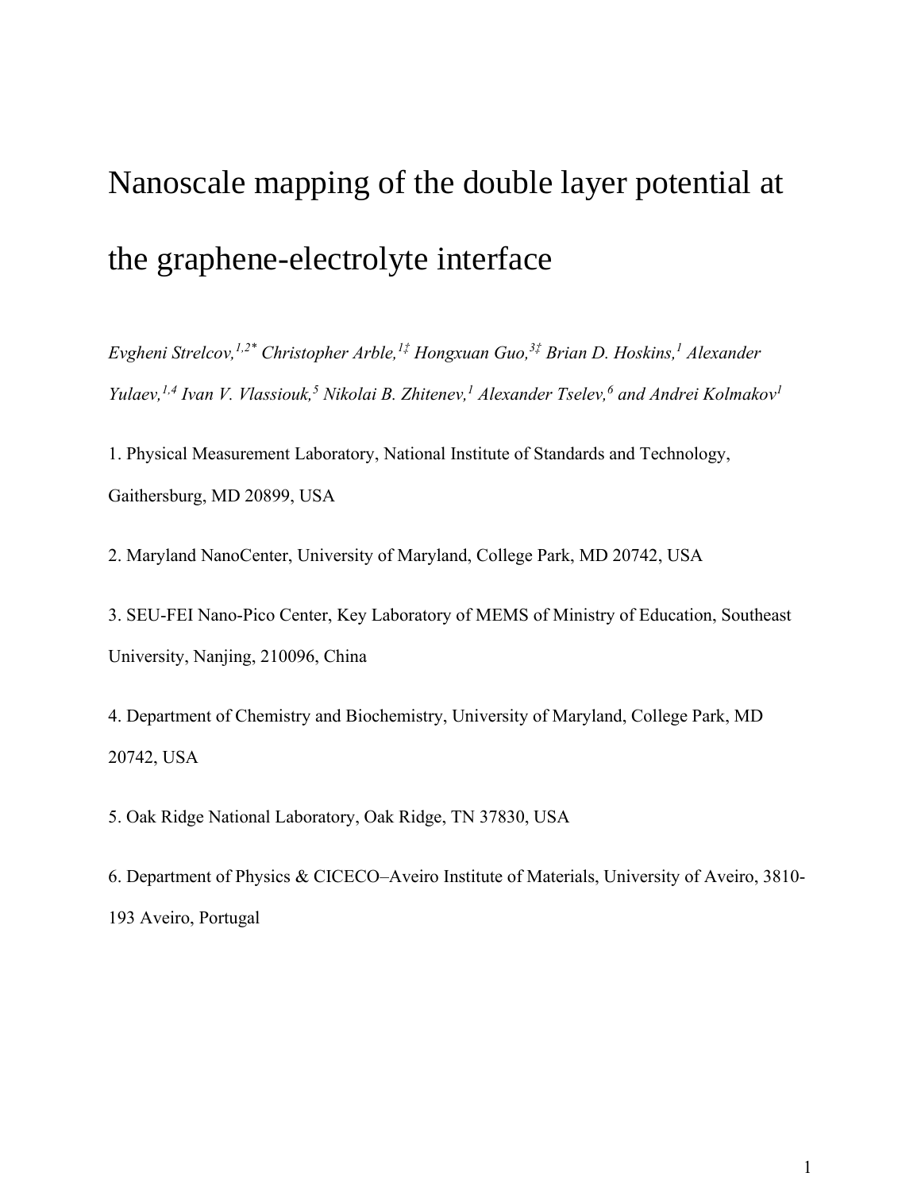# Nanoscale mapping of the double layer potential at the graphene-electrolyte interface

*Evgheni Strelcov,[1,2*] Christopher Arble,[1‡] Hongxuan Guo,[3‡] Brian D. Hoskins,[1] Alexander Yulaev,[1,4] Ivan V. Vlassiouk,[5] Nikolai B. Zhitenev,[1] Alexander Tselev,[6] and Andrei Kolmakov[1]*

1. Physical Measurement Laboratory, National Institute of Standards and Technology, Gaithersburg, MD 20899, USA

2. Maryland NanoCenter, University of Maryland, College Park, MD 20742, USA

3. SEU-FEI Nano-Pico Center, Key Laboratory of MEMS of Ministry of Education, Southeast University, Nanjing, 210096, China

4. Department of Chemistry and Biochemistry, University of Maryland, College Park, MD 20742, USA

5. Oak Ridge National Laboratory, Oak Ridge, TN 37830, USA

6. Department of Physics & CICECO–Aveiro Institute of Materials, University of Aveiro, 3810-193 Aveiro, Portugal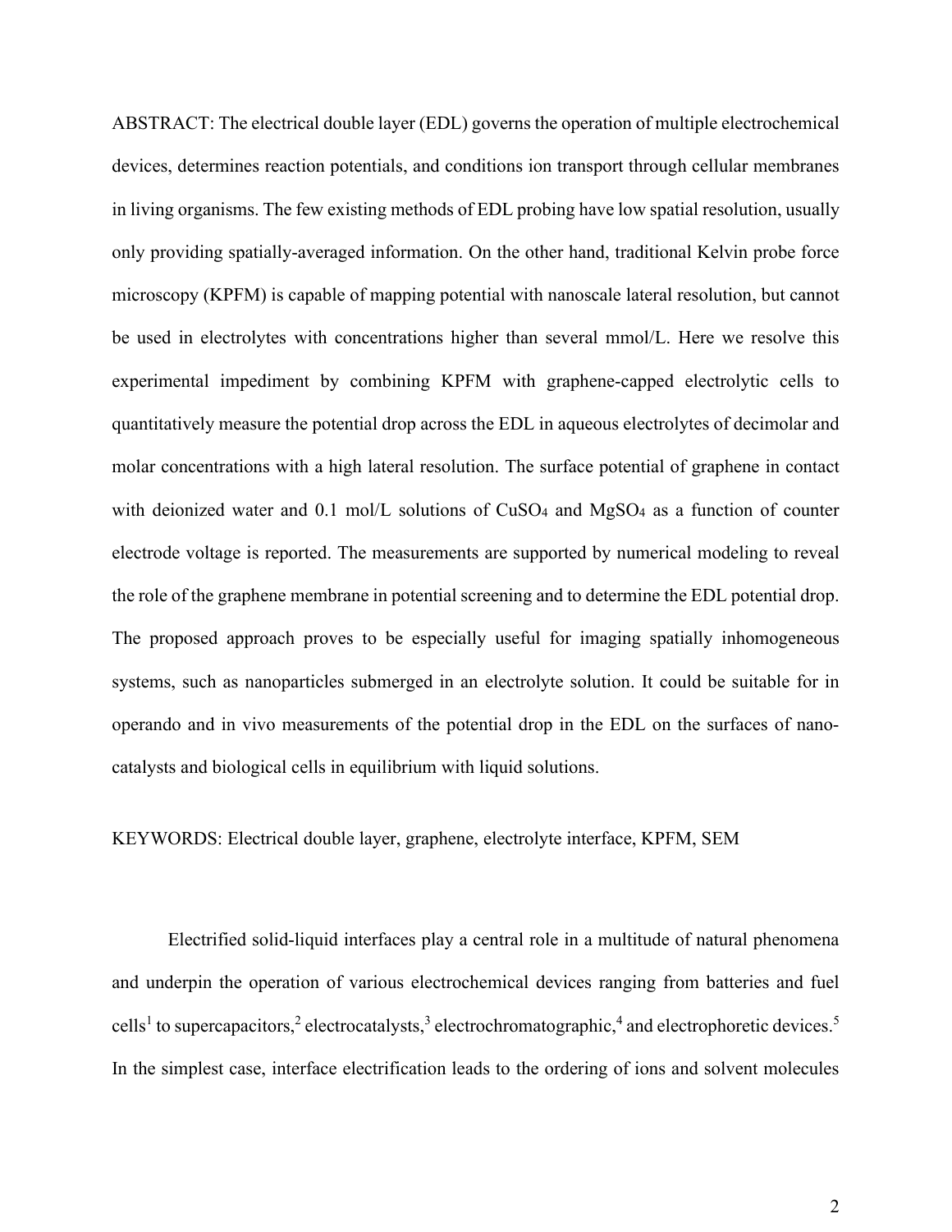ABSTRACT: The electrical double layer (EDL) governs the operation of multiple electrochemical devices, determines reaction potentials, and conditions ion transport through cellular membranes in living organisms. The few existing methods of EDL probing have low spatial resolution, usually only providing spatially-averaged information. On the other hand, traditional Kelvin probe force microscopy (KPFM) is capable of mapping potential with nanoscale lateral resolution, but cannot be used in electrolytes with concentrations higher than several mmol/L. Here we resolve this experimental impediment by combining KPFM with graphene-capped electrolytic cells to quantitatively measure the potential drop across the EDL in aqueous electrolytes of decimolar and molar concentrations with a high lateral resolution. The surface potential of graphene in contact with deionized water and 0.1 mol/L solutions of $CuSO_4$ and $MgSO_4$ as a function of counter electrode voltage is reported. The measurements are supported by numerical modeling to reveal the role of the graphene membrane in potential screening and to determine the EDL potential drop. The proposed approach proves to be especially useful for imaging spatially inhomogeneous systems, such as nanoparticles submerged in an electrolyte solution. It could be suitable for in operando and in vivo measurements of the potential drop in the EDL on the surfaces of nano-catalysts and biological cells in equilibrium with liquid solutions.

KEYWORDS: Electrical double layer, graphene, electrolyte interface, KPFM, SEM

Electrified solid-liquid interfaces play a central role in a multitude of natural phenomena and underpin the operation of various electrochemical devices ranging from batteries and fuel cells[1] to supercapacitors,[2] electrocatalysts,[3] electrochromatographic,[4] and electrophoretic devices.[5] In the simplest case, interface electrification leads to the ordering of ions and solvent molecules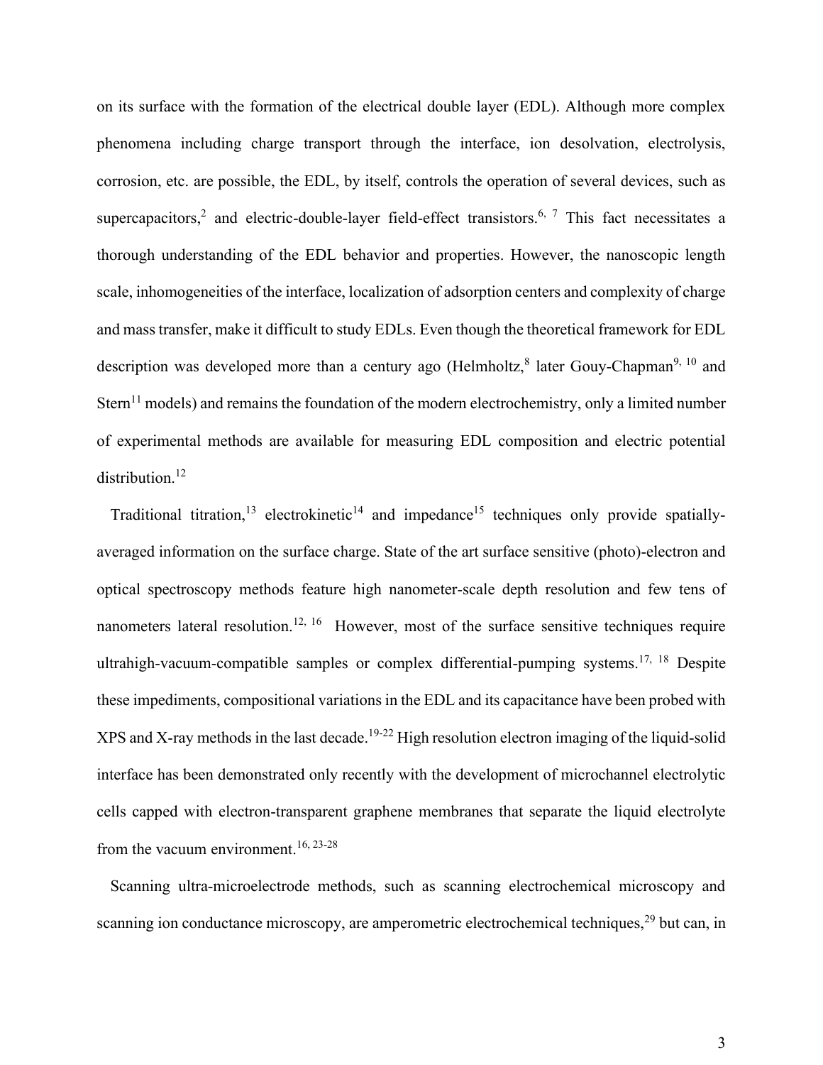on its surface with the formation of the electrical double layer (EDL). Although more complex phenomena including charge transport through the interface, ion desolvation, electrolysis, corrosion, etc. are possible, the EDL, by itself, controls the operation of several devices, such as supercapacitors,[2] and electric-double-layer field-effect transistors.[6, 7] This fact necessitates a thorough understanding of the EDL behavior and properties. However, the nanoscopic length scale, inhomogeneities of the interface, localization of adsorption centers and complexity of charge and mass transfer, make it difficult to study EDLs. Even though the theoretical framework for EDL description was developed more than a century ago (Helmholtz,[8] later Gouy-Chapman[9, 10] and Stern[11] models) and remains the foundation of the modern electrochemistry, only a limited number of experimental methods are available for measuring EDL composition and electric potential distribution.[12]

Traditional titration,[13] electrokinetic[14] and impedance[15] techniques only provide spatially-averaged information on the surface charge. State of the art surface sensitive (photo)-electron and optical spectroscopy methods feature high nanometer-scale depth resolution and few tens of nanometers lateral resolution.[12, 16] However, most of the surface sensitive techniques require ultrahigh-vacuum-compatible samples or complex differential-pumping systems.[17, 18] Despite these impediments, compositional variations in the EDL and its capacitance have been probed with XPS and X-ray methods in the last decade.[19-22] High resolution electron imaging of the liquid-solid interface has been demonstrated only recently with the development of microchannel electrolytic cells capped with electron-transparent graphene membranes that separate the liquid electrolyte from the vacuum environment.[16, 23-28]

Scanning ultra-microelectrode methods, such as scanning electrochemical microscopy and scanning ion conductance microscopy, are amperometric electrochemical techniques,[29] but can, in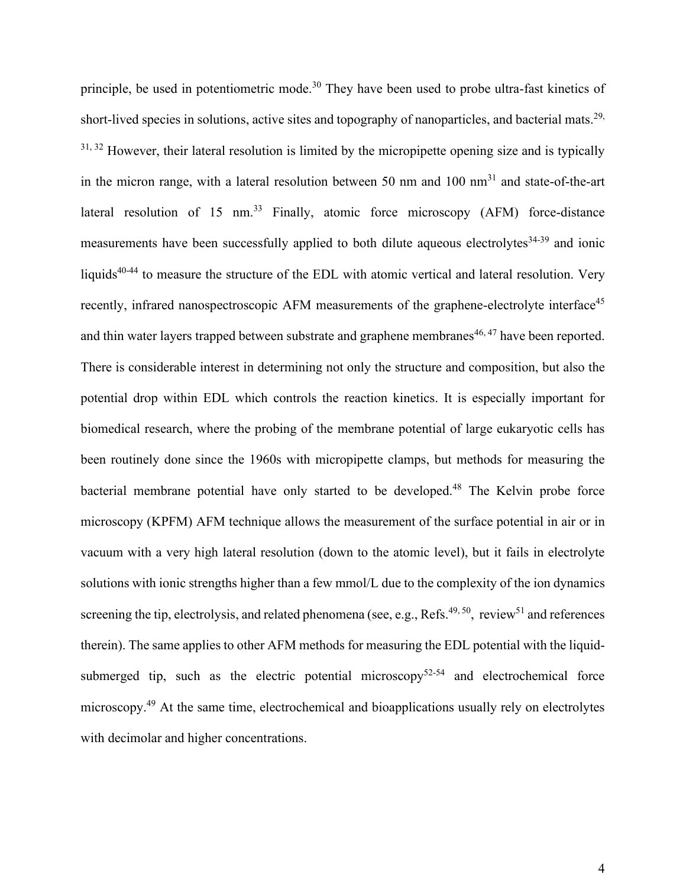principle, be used in potentiometric mode.[30] They have been used to probe ultra-fast kinetics of short-lived species in solutions, active sites and topography of nanoparticles, and bacterial mats.[29, 31, 32] However, their lateral resolution is limited by the micropipette opening size and is typically in the micron range, with a lateral resolution between 50 nm and 100 nm[31] and state-of-the-art lateral resolution of 15 nm.[33] Finally, atomic force microscopy (AFM) force-distance measurements have been successfully applied to both dilute aqueous electrolytes[34-39] and ionic liquids[40-44] to measure the structure of the EDL with atomic vertical and lateral resolution. Very recently, infrared nanospectroscopic AFM measurements of the graphene-electrolyte interface[45] and thin water layers trapped between substrate and graphene membranes[46, 47] have been reported. There is considerable interest in determining not only the structure and composition, but also the potential drop within EDL which controls the reaction kinetics. It is especially important for biomedical research, where the probing of the membrane potential of large eukaryotic cells has been routinely done since the 1960s with micropipette clamps, but methods for measuring the bacterial membrane potential have only started to be developed.[48] The Kelvin probe force microscopy (KPFM) AFM technique allows the measurement of the surface potential in air or in vacuum with a very high lateral resolution (down to the atomic level), but it fails in electrolyte solutions with ionic strengths higher than a few mmol/L due to the complexity of the ion dynamics screening the tip, electrolysis, and related phenomena (see, e.g., Refs.[49, 50], review[51] and references therein). The same applies to other AFM methods for measuring the EDL potential with the liquid-submerged tip, such as the electric potential microscopy[52-54] and electrochemical force microscopy.[49] At the same time, electrochemical and bioapplications usually rely on electrolytes with decimolar and higher concentrations.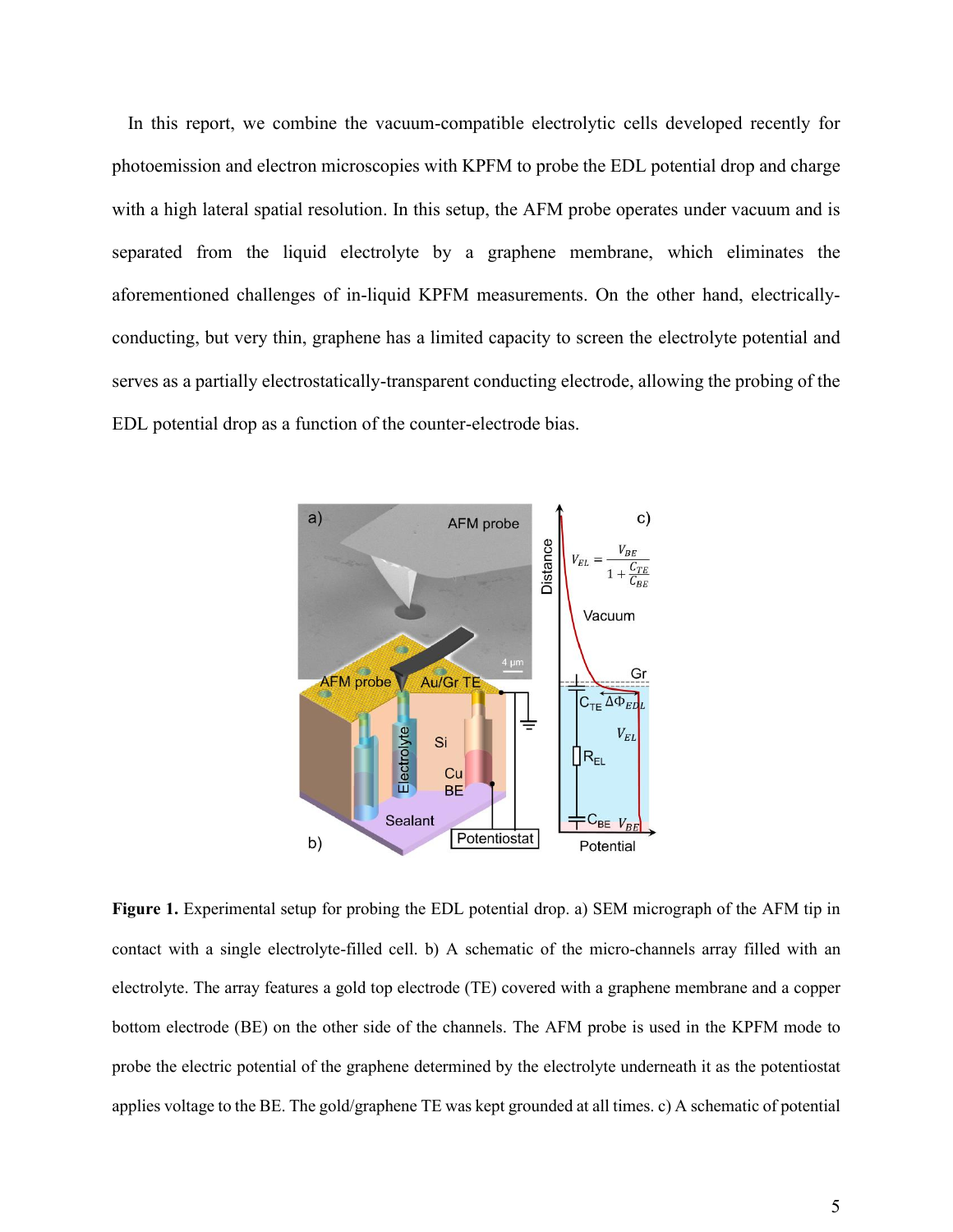In this report, we combine the vacuum-compatible electrolytic cells developed recently for photoemission and electron microscopies with KPFM to probe the EDL potential drop and charge with a high lateral spatial resolution. In this setup, the AFM probe operates under vacuum and is separated from the liquid electrolyte by a graphene membrane, which eliminates the aforementioned challenges of in-liquid KPFM measurements. On the other hand, electrically-conducting, but very thin, graphene has a limited capacity to screen the electrolyte potential and serves as a partially electrostatically-transparent conducting electrode, allowing the probing of the EDL potential drop as a function of the counter-electrode bias.

**Figure 1.** Experimental setup for probing the EDL potential drop. a) SEM micrograph of the AFM tip in contact with a single electrolyte-filled cell. b) A schematic of the micro-channels array filled with an electrolyte. The array features a gold top electrode (TE) covered with a graphene membrane and a copper bottom electrode (BE) on the other side of the channels. The AFM probe is used in the KPFM mode to probe the electric potential of the graphene determined by the electrolyte underneath it as the potentiostat applies voltage to the BE. The gold/graphene TE was kept grounded at all times. c) A schematic of potential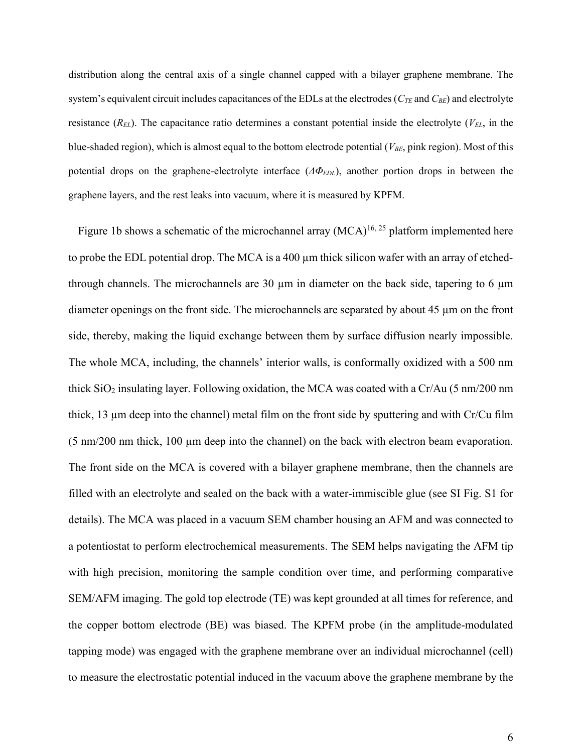distribution along the central axis of a single channel capped with a bilayer graphene membrane. The system's equivalent circuit includes capacitances of the EDLs at the electrodes ($C_{TE}$ and $C_{BE}$) and electrolyte resistance ($R_{EL}$). The capacitance ratio determines a constant potential inside the electrolyte ($V_{EL}$, in the blue-shaded region), which is almost equal to the bottom electrode potential ($V_{BE}$, pink region). Most of this potential drops on the graphene-electrolyte interface ($\Delta\Phi_{EDL}$), another portion drops in between the graphene layers, and the rest leaks into vacuum, where it is measured by KPFM.

Figure 1b shows a schematic of the microchannel array (MCA)[16, 25] platform implemented here to probe the EDL potential drop. The MCA is a 400 µm thick silicon wafer with an array of etched-through channels. The microchannels are 30 µm in diameter on the back side, tapering to 6 µm diameter openings on the front side. The microchannels are separated by about 45 µm on the front side, thereby, making the liquid exchange between them by surface diffusion nearly impossible. The whole MCA, including, the channels' interior walls, is conformally oxidized with a 500 nm thick $SiO_2$ insulating layer. Following oxidation, the MCA was coated with a Cr/Au (5 nm/200 nm thick, 13 µm deep into the channel) metal film on the front side by sputtering and with Cr/Cu film (5 nm/200 nm thick, 100 µm deep into the channel) on the back with electron beam evaporation. The front side on the MCA is covered with a bilayer graphene membrane, then the channels are filled with an electrolyte and sealed on the back with a water-immiscible glue (see SI Fig. S1 for details). The MCA was placed in a vacuum SEM chamber housing an AFM and was connected to a potentiostat to perform electrochemical measurements. The SEM helps navigating the AFM tip with high precision, monitoring the sample condition over time, and performing comparative SEM/AFM imaging. The gold top electrode (TE) was kept grounded at all times for reference, and the copper bottom electrode (BE) was biased. The KPFM probe (in the amplitude-modulated tapping mode) was engaged with the graphene membrane over an individual microchannel (cell) to measure the electrostatic potential induced in the vacuum above the graphene membrane by the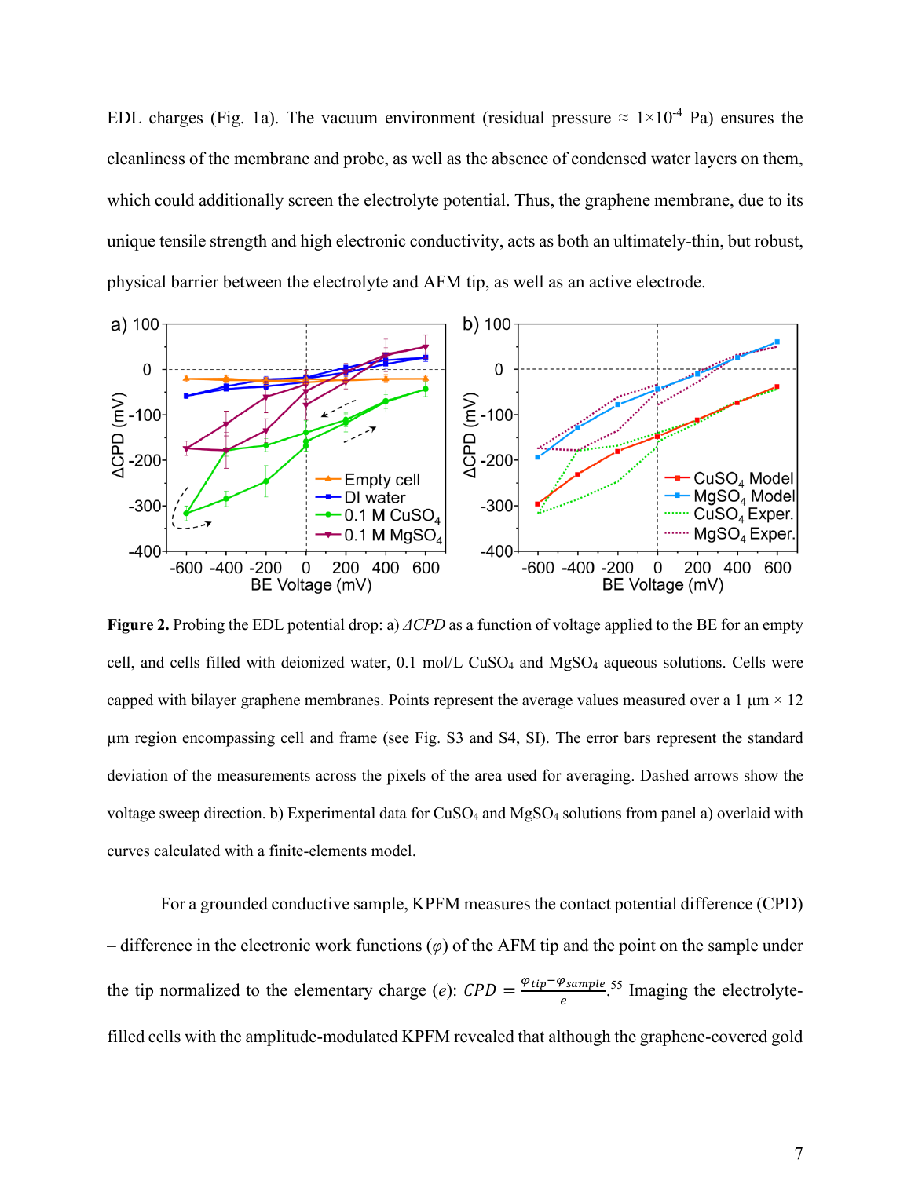EDL charges (Fig. 1a). The vacuum environment (residual pressure ≈ $1\times10^{-4}$ Pa) ensures the cleanliness of the membrane and probe, as well as the absence of condensed water layers on them, which could additionally screen the electrolyte potential. Thus, the graphene membrane, due to its unique tensile strength and high electronic conductivity, acts as both an ultimately-thin, but robust, physical barrier between the electrolyte and AFM tip, as well as an active electrode.

**Figure 2.** Probing the EDL potential drop: a) *ΔCPD* as a function of voltage applied to the BE for an empty cell, and cells filled with deionized water, 0.1 mol/L $CuSO_4$ and $MgSO_4$ aqueous solutions. Cells were capped with bilayer graphene membranes. Points represent the average values measured over a 1 µm × 12 µm region encompassing cell and frame (see Fig. S3 and S4, SI). The error bars represent the standard deviation of the measurements across the pixels of the area used for averaging. Dashed arrows show the voltage sweep direction. b) Experimental data for $CuSO_4$ and $MgSO_4$ solutions from panel a) overlaid with curves calculated with a finite-elements model.

For a grounded conductive sample, KPFM measures the contact potential difference (CPD) – difference in the electronic work functions ($\varphi$) of the AFM tip and the point on the sample under the tip normalized to the elementary charge ($e$): $CPD = \frac{\varphi_{tip} - \varphi_{sample}}{e}$.[55] Imaging the electrolyte-filled cells with the amplitude-modulated KPFM revealed that although the graphene-covered gold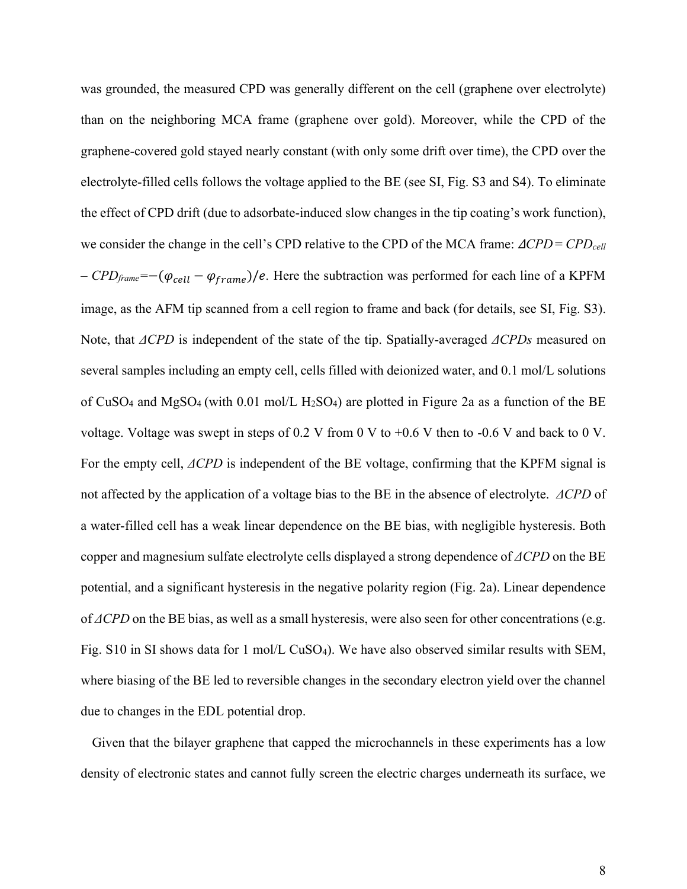was grounded, the measured CPD was generally different on the cell (graphene over electrolyte) than on the neighboring MCA frame (graphene over gold). Moreover, while the CPD of the graphene-covered gold stayed nearly constant (with only some drift over time), the CPD over the electrolyte-filled cells follows the voltage applied to the BE (see SI, Fig. S3 and S4). To eliminate the effect of CPD drift (due to adsorbate-induced slow changes in the tip coating's work function), we consider the change in the cell's CPD relative to the CPD of the MCA frame: $\Delta CPD = CPD_{cell} - CPD_{frame} = -(\varphi_{cell} - \varphi_{frame})/e$. Here the subtraction was performed for each line of a KPFM image, as the AFM tip scanned from a cell region to frame and back (for details, see SI, Fig. S3). Note, that *ΔCPD* is independent of the state of the tip. Spatially-averaged *ΔCPDs* measured on several samples including an empty cell, cells filled with deionized water, and 0.1 mol/L solutions of $CuSO_4$ and $MgSO_4$ (with 0.01 mol/L $H_2SO_4$) are plotted in Figure 2a as a function of the BE voltage. Voltage was swept in steps of 0.2 V from 0 V to +0.6 V then to -0.6 V and back to 0 V. For the empty cell, *ΔCPD* is independent of the BE voltage, confirming that the KPFM signal is not affected by the application of a voltage bias to the BE in the absence of electrolyte. *ΔCPD* of a water-filled cell has a weak linear dependence on the BE bias, with negligible hysteresis. Both copper and magnesium sulfate electrolyte cells displayed a strong dependence of *ΔCPD* on the BE potential, and a significant hysteresis in the negative polarity region (Fig. 2a). Linear dependence of *ΔCPD* on the BE bias, as well as a small hysteresis, were also seen for other concentrations (e.g. Fig. S10 in SI shows data for 1 mol/L $CuSO_4$). We have also observed similar results with SEM, where biasing of the BE led to reversible changes in the secondary electron yield over the channel due to changes in the EDL potential drop.

Given that the bilayer graphene that capped the microchannels in these experiments has a low density of electronic states and cannot fully screen the electric charges underneath its surface, we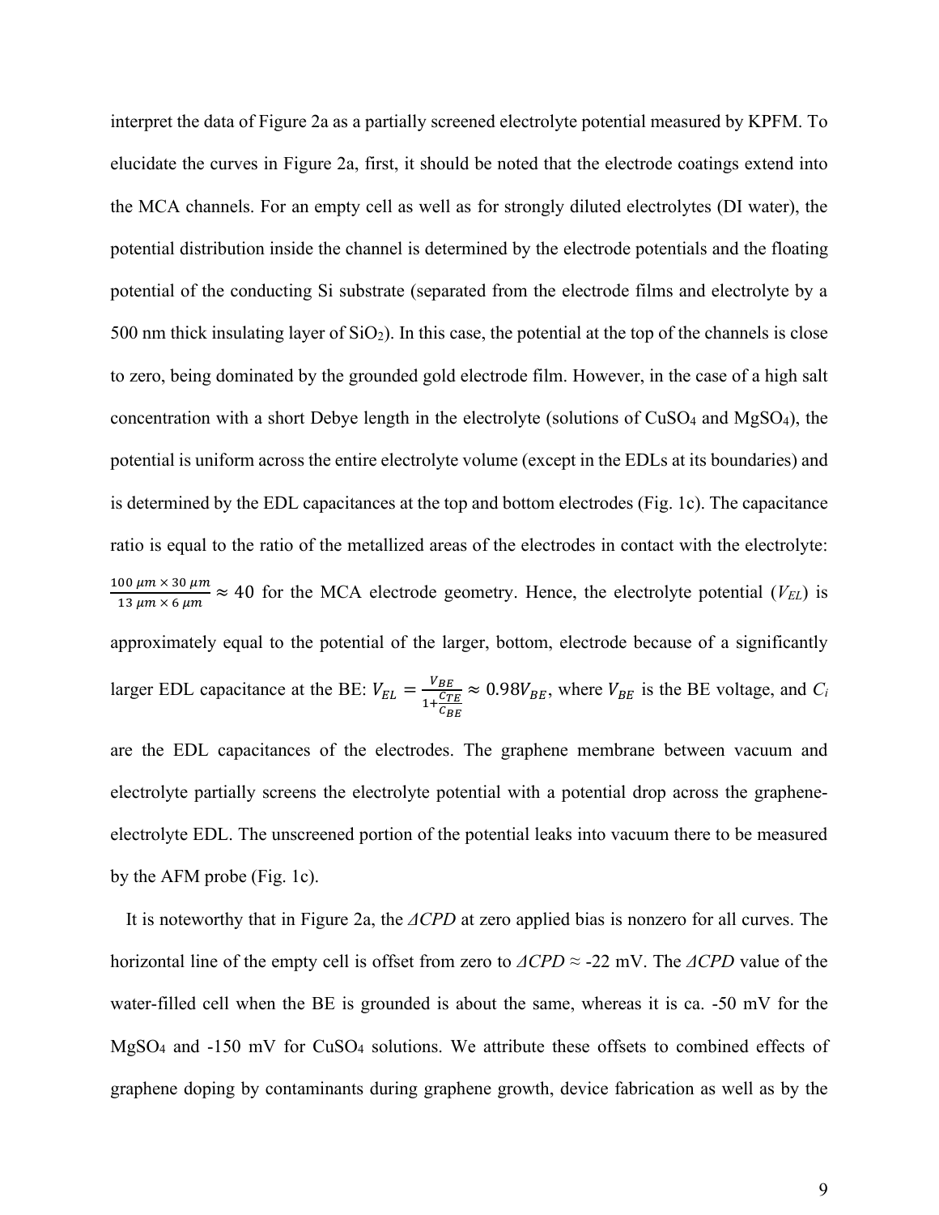interpret the data of Figure 2a as a partially screened electrolyte potential measured by KPFM. To elucidate the curves in Figure 2a, first, it should be noted that the electrode coatings extend into the MCA channels. For an empty cell as well as for strongly diluted electrolytes (DI water), the potential distribution inside the channel is determined by the electrode potentials and the floating potential of the conducting Si substrate (separated from the electrode films and electrolyte by a 500 nm thick insulating layer of $SiO_2$). In this case, the potential at the top of the channels is close to zero, being dominated by the grounded gold electrode film. However, in the case of a high salt concentration with a short Debye length in the electrolyte (solutions of $CuSO_4$ and $MgSO_4$), the potential is uniform across the entire electrolyte volume (except in the EDLs at its boundaries) and is determined by the EDL capacitances at the top and bottom electrodes (Fig. 1c). The capacitance ratio is equal to the ratio of the metallized areas of the electrodes in contact with the electrolyte: $\frac{100\ \mu m \times 30\ \mu m}{13\ \mu m \times 6\ \mu m} \approx 40$ for the MCA electrode geometry. Hence, the electrolyte potential ($V_{EL}$) is approximately equal to the potential of the larger, bottom, electrode because of a significantly larger EDL capacitance at the BE: $V_{EL} = \frac{V_{BE}}{1+\frac{C_{TE}}{C_{BE}}} \approx 0.98 V_{BE}$, where $V_{BE}$ is the BE voltage, and $C_i$ are the EDL capacitances of the electrodes. The graphene membrane between vacuum and electrolyte partially screens the electrolyte potential with a potential drop across the graphene-electrolyte EDL. The unscreened portion of the potential leaks into vacuum there to be measured by the AFM probe (Fig. 1c).

It is noteworthy that in Figure 2a, the *ΔCPD* at zero applied bias is nonzero for all curves. The horizontal line of the empty cell is offset from zero to *ΔCPD* ≈ -22 mV. The *ΔCPD* value of the water-filled cell when the BE is grounded is about the same, whereas it is ca. -50 mV for the $MgSO_4$ and -150 mV for $CuSO_4$ solutions. We attribute these offsets to combined effects of graphene doping by contaminants during graphene growth, device fabrication as well as by the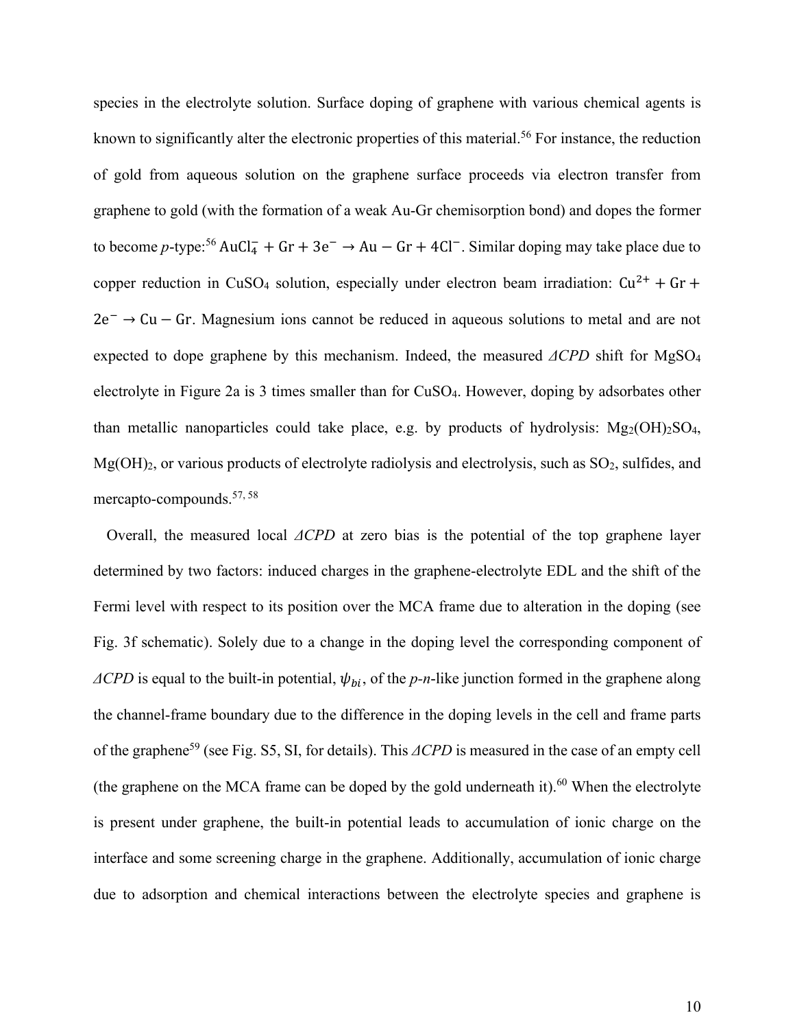species in the electrolyte solution. Surface doping of graphene with various chemical agents is known to significantly alter the electronic properties of this material.[56] For instance, the reduction of gold from aqueous solution on the graphene surface proceeds via electron transfer from graphene to gold (with the formation of a weak Au-Gr chemisorption bond) and dopes the former to become *p*-type:[56] $\mathrm{AuCl_4^- + Gr + 3e^- \rightarrow Au - Gr + 4Cl^-}$. Similar doping may take place due to copper reduction in $CuSO_4$ solution, especially under electron beam irradiation: $\mathrm{Cu^{2+} + Gr + 2e^- \rightarrow Cu - Gr}$. Magnesium ions cannot be reduced in aqueous solutions to metal and are not expected to dope graphene by this mechanism. Indeed, the measured *ΔCPD* shift for $MgSO_4$ electrolyte in Figure 2a is 3 times smaller than for $CuSO_4$. However, doping by adsorbates other than metallic nanoparticles could take place, e.g. by products of hydrolysis: $Mg_2(OH)_2SO_4$, $Mg(OH)_2$, or various products of electrolyte radiolysis and electrolysis, such as $SO_2$, sulfides, and mercapto-compounds.[57, 58]

Overall, the measured local *ΔCPD* at zero bias is the potential of the top graphene layer determined by two factors: induced charges in the graphene-electrolyte EDL and the shift of the Fermi level with respect to its position over the MCA frame due to alteration in the doping (see Fig. 3f schematic). Solely due to a change in the doping level the corresponding component of *ΔCPD* is equal to the built-in potential, $\psi_{bi}$, of the *p*-*n*-like junction formed in the graphene along the channel-frame boundary due to the difference in the doping levels in the cell and frame parts of the graphene[59] (see Fig. S5, SI, for details). This *ΔCPD* is measured in the case of an empty cell (the graphene on the MCA frame can be doped by the gold underneath it).[60] When the electrolyte is present under graphene, the built-in potential leads to accumulation of ionic charge on the interface and some screening charge in the graphene. Additionally, accumulation of ionic charge due to adsorption and chemical interactions between the electrolyte species and graphene is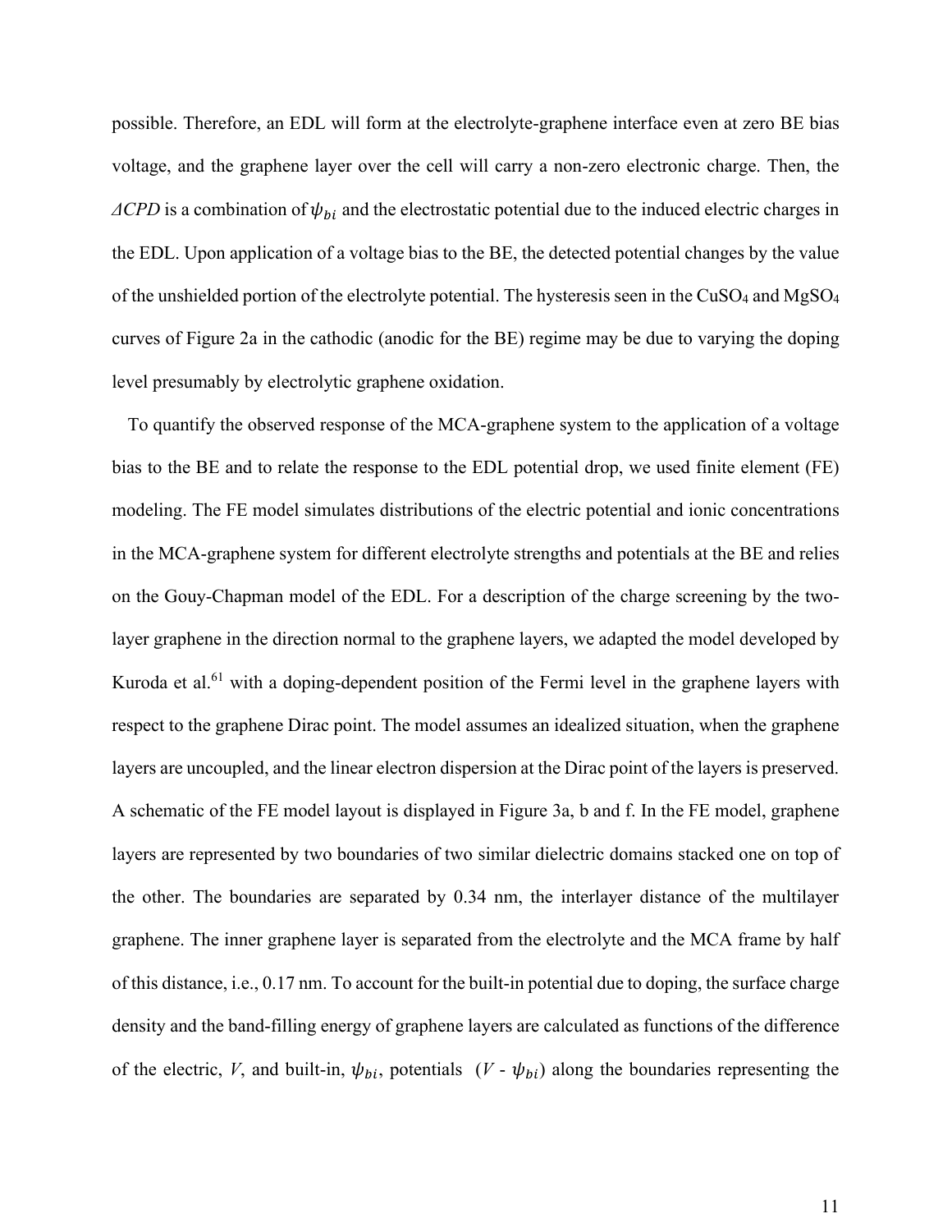possible. Therefore, an EDL will form at the electrolyte-graphene interface even at zero BE bias voltage, and the graphene layer over the cell will carry a non-zero electronic charge. Then, the *ΔCPD* is a combination of $\psi_{bi}$ and the electrostatic potential due to the induced electric charges in the EDL. Upon application of a voltage bias to the BE, the detected potential changes by the value of the unshielded portion of the electrolyte potential. The hysteresis seen in the $CuSO_4$ and $MgSO_4$ curves of Figure 2a in the cathodic (anodic for the BE) regime may be due to varying the doping level presumably by electrolytic graphene oxidation.

To quantify the observed response of the MCA-graphene system to the application of a voltage bias to the BE and to relate the response to the EDL potential drop, we used finite element (FE) modeling. The FE model simulates distributions of the electric potential and ionic concentrations in the MCA-graphene system for different electrolyte strengths and potentials at the BE and relies on the Gouy-Chapman model of the EDL. For a description of the charge screening by the two-layer graphene in the direction normal to the graphene layers, we adapted the model developed by Kuroda et al.[61] with a doping-dependent position of the Fermi level in the graphene layers with respect to the graphene Dirac point. The model assumes an idealized situation, when the graphene layers are uncoupled, and the linear electron dispersion at the Dirac point of the layers is preserved. A schematic of the FE model layout is displayed in Figure 3a, b and f. In the FE model, graphene layers are represented by two boundaries of two similar dielectric domains stacked one on top of the other. The boundaries are separated by 0.34 nm, the interlayer distance of the multilayer graphene. The inner graphene layer is separated from the electrolyte and the MCA frame by half of this distance, i.e., 0.17 nm. To account for the built-in potential due to doping, the surface charge density and the band-filling energy of graphene layers are calculated as functions of the difference of the electric, *V*, and built-in, $\psi_{bi}$, potentials ($V$ - $\psi_{bi}$) along the boundaries representing the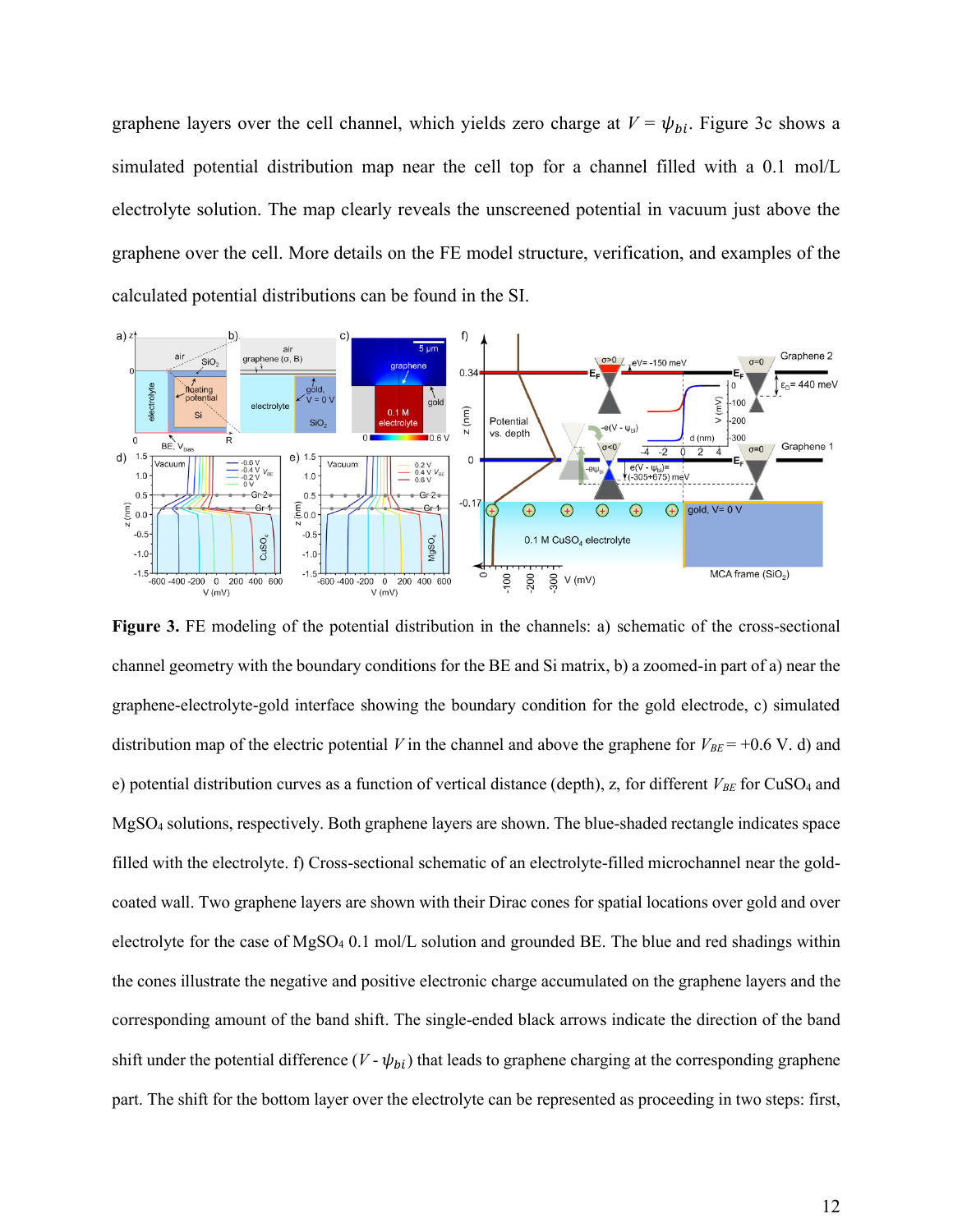graphene layers over the cell channel, which yields zero charge at $V = \psi_{bi}$. Figure 3c shows a simulated potential distribution map near the cell top for a channel filled with a 0.1 mol/L electrolyte solution. The map clearly reveals the unscreened potential in vacuum just above the graphene over the cell. More details on the FE model structure, verification, and examples of the calculated potential distributions can be found in the SI.

**Figure 3.** FE modeling of the potential distribution in the channels: a) schematic of the cross-sectional channel geometry with the boundary conditions for the BE and Si matrix, b) a zoomed-in part of a) near the graphene-electrolyte-gold interface showing the boundary condition for the gold electrode, c) simulated distribution map of the electric potential $V$ in the channel and above the graphene for $V_{BE}$ = +0.6 V. d) and e) potential distribution curves as a function of vertical distance (depth), z, for different $V_{BE}$ for $CuSO_4$ and $MgSO_4$ solutions, respectively. Both graphene layers are shown. The blue-shaded rectangle indicates space filled with the electrolyte. f) Cross-sectional schematic of an electrolyte-filled microchannel near the gold-coated wall. Two graphene layers are shown with their Dirac cones for spatial locations over gold and over electrolyte for the case of $MgSO_4$ 0.1 mol/L solution and grounded BE. The blue and red shadings within the cones illustrate the negative and positive electronic charge accumulated on the graphene layers and the corresponding amount of the band shift. The single-ended black arrows indicate the direction of the band shift under the potential difference ($V$ - $\psi_{bi}$) that leads to graphene charging at the corresponding graphene part. The shift for the bottom layer over the electrolyte can be represented as proceeding in two steps: first,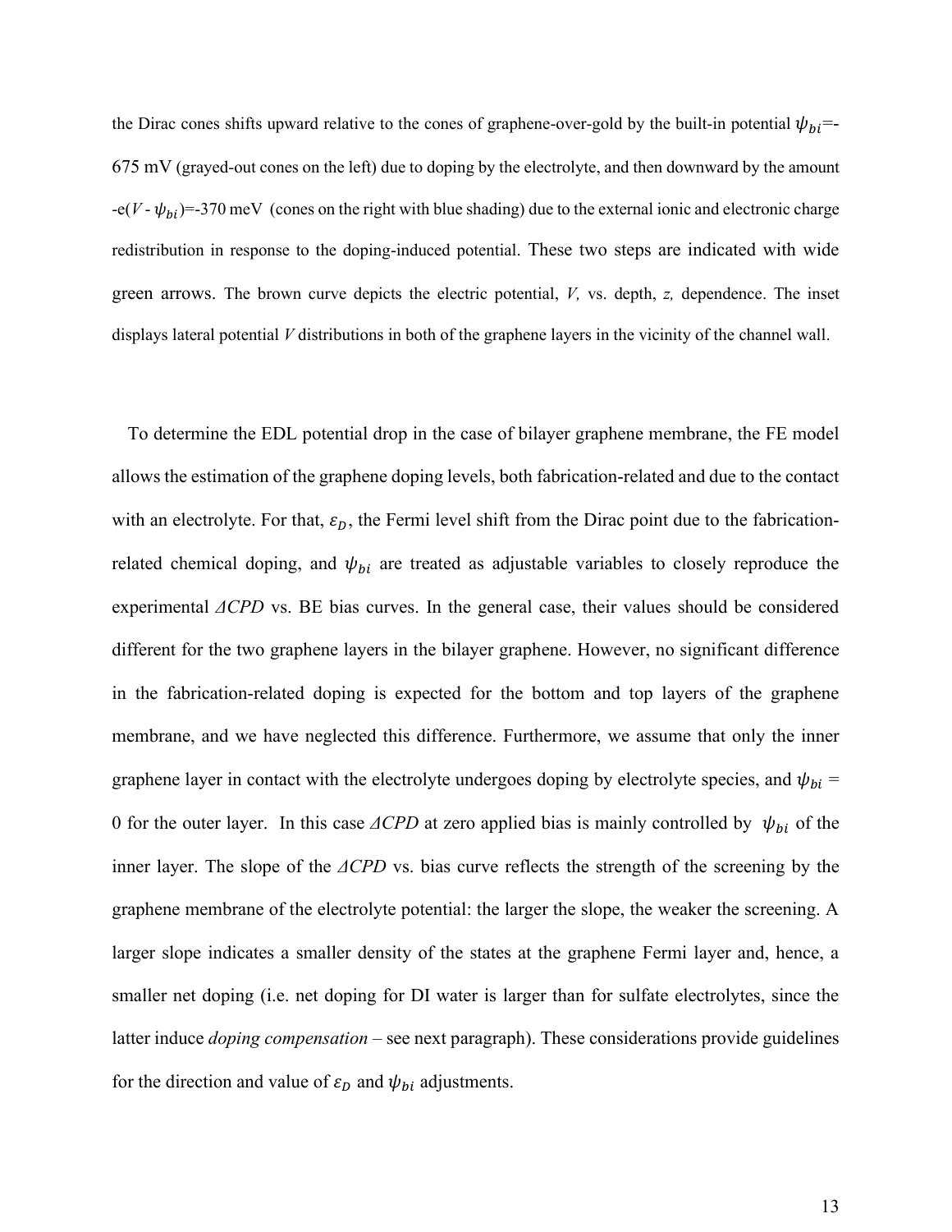the Dirac cones shifts upward relative to the cones of graphene-over-gold by the built-in potential $\psi_{bi}$=-675 mV (grayed-out cones on the left) due to doping by the electrolyte, and then downward by the amount -e($V$ - $\psi_{bi}$)=-370 meV (cones on the right with blue shading) due to the external ionic and electronic charge redistribution in response to the doping-induced potential. These two steps are indicated with wide green arrows. The brown curve depicts the electric potential, $V$, vs. depth, $z$, dependence. The inset displays lateral potential $V$ distributions in both of the graphene layers in the vicinity of the channel wall.

To determine the EDL potential drop in the case of bilayer graphene membrane, the FE model allows the estimation of the graphene doping levels, both fabrication-related and due to the contact with an electrolyte. For that, $\varepsilon_D$, the Fermi level shift from the Dirac point due to the fabrication-related chemical doping, and $\psi_{bi}$ are treated as adjustable variables to closely reproduce the experimental *ΔCPD* vs. BE bias curves. In the general case, their values should be considered different for the two graphene layers in the bilayer graphene. However, no significant difference in the fabrication-related doping is expected for the bottom and top layers of the graphene membrane, and we have neglected this difference. Furthermore, we assume that only the inner graphene layer in contact with the electrolyte undergoes doping by electrolyte species, and $\psi_{bi}$ = 0 for the outer layer. In this case *ΔCPD* at zero applied bias is mainly controlled by $\psi_{bi}$ of the inner layer. The slope of the *ΔCPD* vs. bias curve reflects the strength of the screening by the graphene membrane of the electrolyte potential: the larger the slope, the weaker the screening. A larger slope indicates a smaller density of the states at the graphene Fermi layer and, hence, a smaller net doping (i.e. net doping for DI water is larger than for sulfate electrolytes, since the latter induce *doping compensation* – see next paragraph). These considerations provide guidelines for the direction and value of $\varepsilon_D$ and $\psi_{bi}$ adjustments.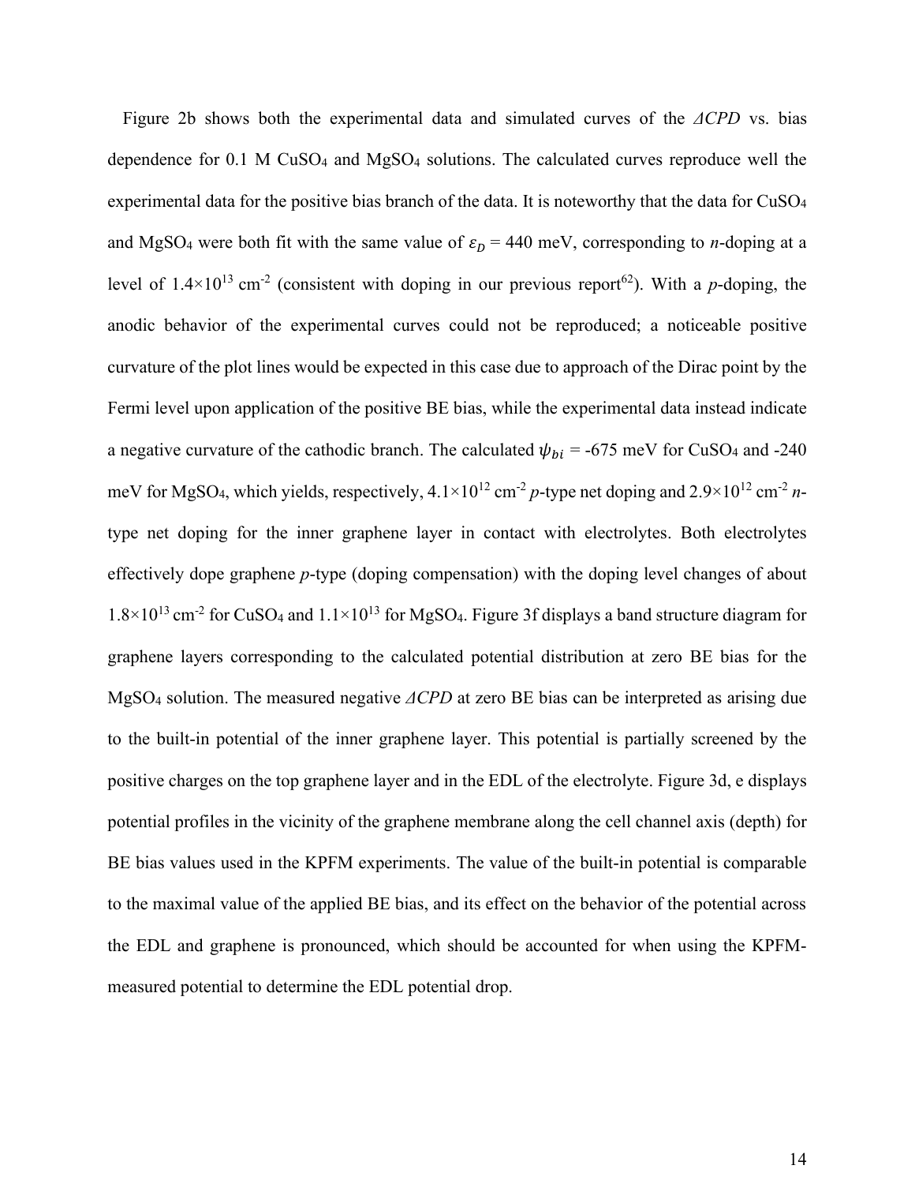Figure 2b shows both the experimental data and simulated curves of the *ΔCPD* vs. bias dependence for 0.1 M $CuSO_4$ and $MgSO_4$ solutions. The calculated curves reproduce well the experimental data for the positive bias branch of the data. It is noteworthy that the data for $CuSO_4$ and $MgSO_4$ were both fit with the same value of $\varepsilon_D$ = 440 meV, corresponding to *n*-doping at a level of $1.4\times10^{13}$ $cm^{-2}$ (consistent with doping in our previous report[62]). With a *p*-doping, the anodic behavior of the experimental curves could not be reproduced; a noticeable positive curvature of the plot lines would be expected in this case due to approach of the Dirac point by the Fermi level upon application of the positive BE bias, while the experimental data instead indicate a negative curvature of the cathodic branch. The calculated $\psi_{bi}$ = -675 meV for $CuSO_4$ and -240 meV for $MgSO_4$, which yields, respectively, $4.1\times10^{12}$ $cm^{-2}$ *p*-type net doping and $2.9\times10^{12}$ $cm^{-2}$ *n*-type net doping for the inner graphene layer in contact with electrolytes. Both electrolytes effectively dope graphene *p*-type (doping compensation) with the doping level changes of about $1.8\times10^{13}$ $cm^{-2}$ for $CuSO_4$ and $1.1\times10^{13}$ for $MgSO_4$. Figure 3f displays a band structure diagram for graphene layers corresponding to the calculated potential distribution at zero BE bias for the $MgSO_4$ solution. The measured negative *ΔCPD* at zero BE bias can be interpreted as arising due to the built-in potential of the inner graphene layer. This potential is partially screened by the positive charges on the top graphene layer and in the EDL of the electrolyte. Figure 3d, e displays potential profiles in the vicinity of the graphene membrane along the cell channel axis (depth) for BE bias values used in the KPFM experiments. The value of the built-in potential is comparable to the maximal value of the applied BE bias, and its effect on the behavior of the potential across the EDL and graphene is pronounced, which should be accounted for when using the KPFM-measured potential to determine the EDL potential drop.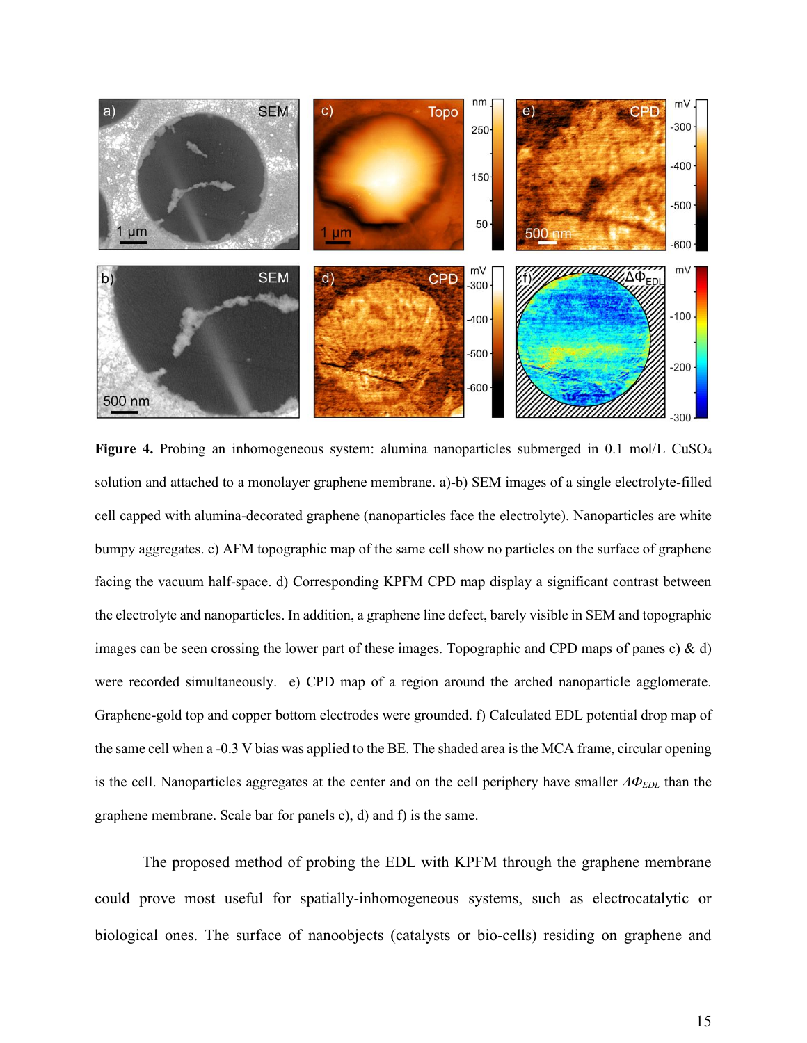**Figure 4.** Probing an inhomogeneous system: alumina nanoparticles submerged in 0.1 mol/L $CuSO_4$ solution and attached to a monolayer graphene membrane. a)-b) SEM images of a single electrolyte-filled cell capped with alumina-decorated graphene (nanoparticles face the electrolyte). Nanoparticles are white bumpy aggregates. c) AFM topographic map of the same cell show no particles on the surface of graphene facing the vacuum half-space. d) Corresponding KPFM CPD map display a significant contrast between the electrolyte and nanoparticles. In addition, a graphene line defect, barely visible in SEM and topographic images can be seen crossing the lower part of these images. Topographic and CPD maps of panes c) & d) were recorded simultaneously. e) CPD map of a region around the arched nanoparticle agglomerate. Graphene-gold top and copper bottom electrodes were grounded. f) Calculated EDL potential drop map of the same cell when a -0.3 V bias was applied to the BE. The shaded area is the MCA frame, circular opening is the cell. Nanoparticles aggregates at the center and on the cell periphery have smaller $\Delta\Phi_{EDL}$ than the graphene membrane. Scale bar for panels c), d) and f) is the same.

The proposed method of probing the EDL with KPFM through the graphene membrane could prove most useful for spatially-inhomogeneous systems, such as electrocatalytic or biological ones. The surface of nanoobjects (catalysts or bio-cells) residing on graphene and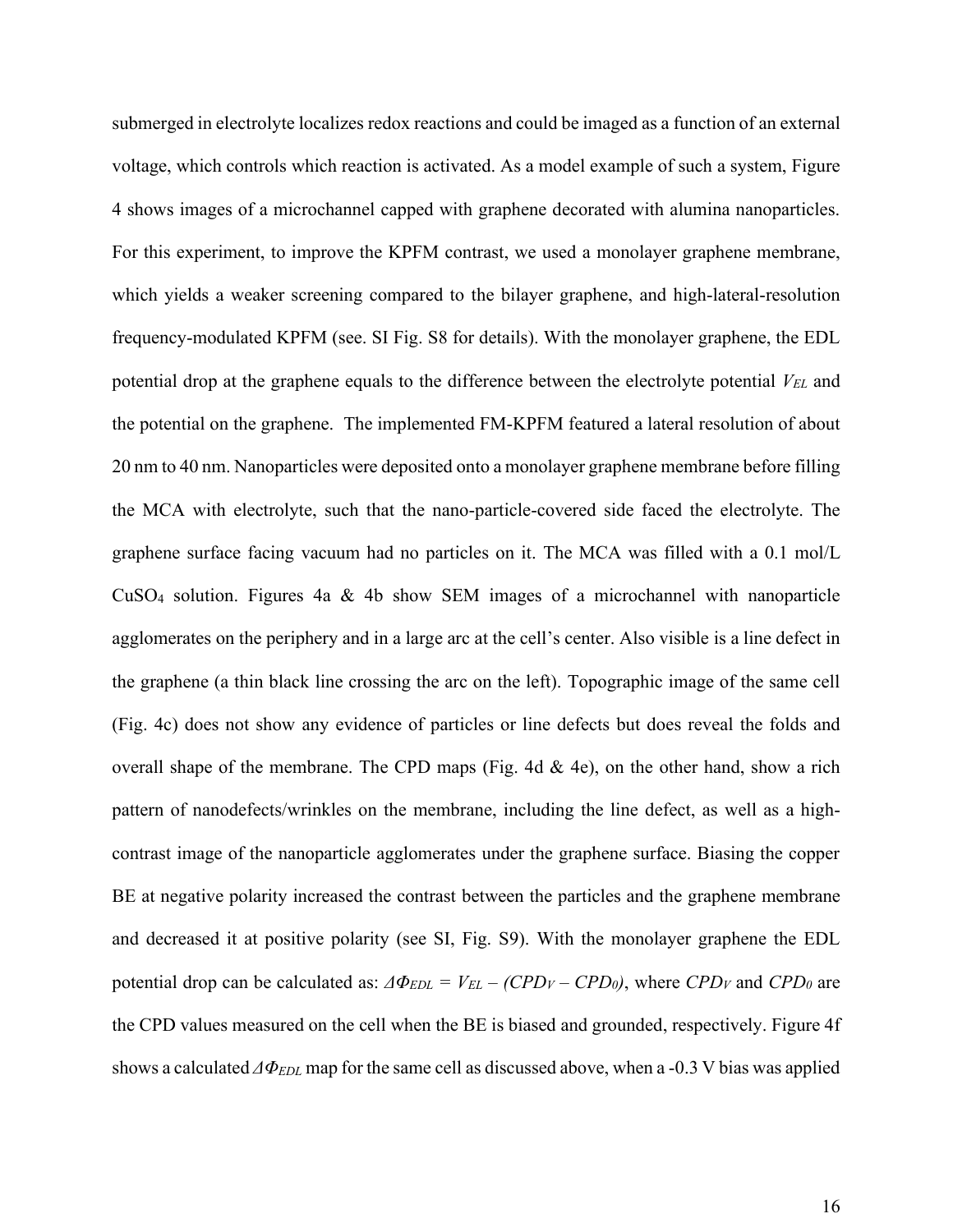submerged in electrolyte localizes redox reactions and could be imaged as a function of an external voltage, which controls which reaction is activated. As a model example of such a system, Figure 4 shows images of a microchannel capped with graphene decorated with alumina nanoparticles. For this experiment, to improve the KPFM contrast, we used a monolayer graphene membrane, which yields a weaker screening compared to the bilayer graphene, and high-lateral-resolution frequency-modulated KPFM (see. SI Fig. S8 for details). With the monolayer graphene, the EDL potential drop at the graphene equals to the difference between the electrolyte potential $V_{EL}$ and the potential on the graphene. The implemented FM-KPFM featured a lateral resolution of about 20 nm to 40 nm. Nanoparticles were deposited onto a monolayer graphene membrane before filling the MCA with electrolyte, such that the nano-particle-covered side faced the electrolyte. The graphene surface facing vacuum had no particles on it. The MCA was filled with a 0.1 mol/L $CuSO_4$ solution. Figures 4a & 4b show SEM images of a microchannel with nanoparticle agglomerates on the periphery and in a large arc at the cell's center. Also visible is a line defect in the graphene (a thin black line crossing the arc on the left). Topographic image of the same cell (Fig. 4c) does not show any evidence of particles or line defects but does reveal the folds and overall shape of the membrane. The CPD maps (Fig. 4d & 4e), on the other hand, show a rich pattern of nanodefects/wrinkles on the membrane, including the line defect, as well as a high-contrast image of the nanoparticle agglomerates under the graphene surface. Biasing the copper BE at negative polarity increased the contrast between the particles and the graphene membrane and decreased it at positive polarity (see SI, Fig. S9). With the monolayer graphene the EDL potential drop can be calculated as: $\Delta\Phi_{EDL} = V_{EL} - (CPD_V - CPD_0)$, where $CPD_V$ and $CPD_0$ are the CPD values measured on the cell when the BE is biased and grounded, respectively. Figure 4f shows a calculated $\Delta\Phi_{EDL}$ map for the same cell as discussed above, when a -0.3 V bias was applied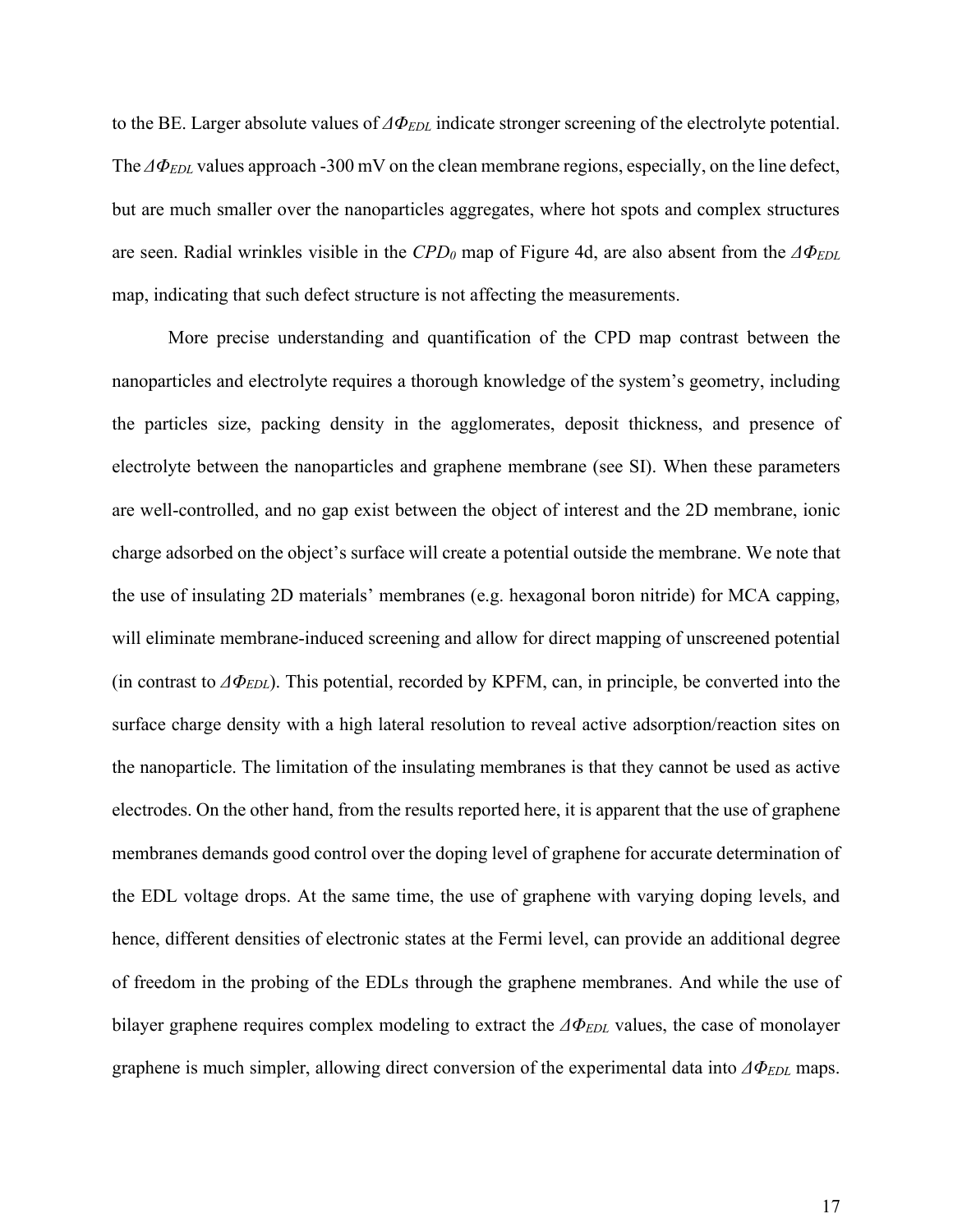to the BE. Larger absolute values of $\Delta\Phi_{EDL}$ indicate stronger screening of the electrolyte potential. The $\Delta\Phi_{EDL}$ values approach -300 mV on the clean membrane regions, especially, on the line defect, but are much smaller over the nanoparticles aggregates, where hot spots and complex structures are seen. Radial wrinkles visible in the $CPD_0$ map of Figure 4d, are also absent from the $\Delta\Phi_{EDL}$ map, indicating that such defect structure is not affecting the measurements.

More precise understanding and quantification of the CPD map contrast between the nanoparticles and electrolyte requires a thorough knowledge of the system's geometry, including the particles size, packing density in the agglomerates, deposit thickness, and presence of electrolyte between the nanoparticles and graphene membrane (see SI). When these parameters are well-controlled, and no gap exist between the object of interest and the 2D membrane, ionic charge adsorbed on the object's surface will create a potential outside the membrane. We note that the use of insulating 2D materials' membranes (e.g. hexagonal boron nitride) for MCA capping, will eliminate membrane-induced screening and allow for direct mapping of unscreened potential (in contrast to $\Delta\Phi_{EDL}$). This potential, recorded by KPFM, can, in principle, be converted into the surface charge density with a high lateral resolution to reveal active adsorption/reaction sites on the nanoparticle. The limitation of the insulating membranes is that they cannot be used as active electrodes. On the other hand, from the results reported here, it is apparent that the use of graphene membranes demands good control over the doping level of graphene for accurate determination of the EDL voltage drops. At the same time, the use of graphene with varying doping levels, and hence, different densities of electronic states at the Fermi level, can provide an additional degree of freedom in the probing of the EDLs through the graphene membranes. And while the use of bilayer graphene requires complex modeling to extract the $\Delta\Phi_{EDL}$ values, the case of monolayer graphene is much simpler, allowing direct conversion of the experimental data into $\Delta\Phi_{EDL}$ maps.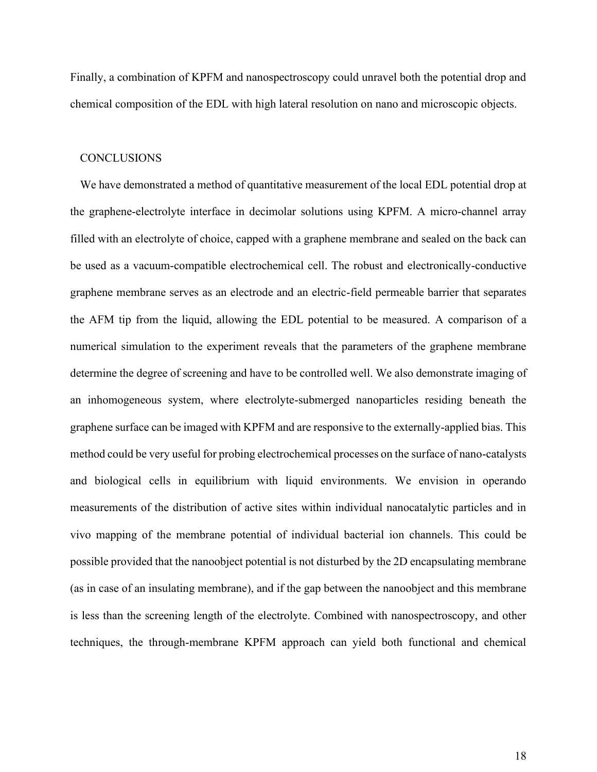Finally, a combination of KPFM and nanospectroscopy could unravel both the potential drop and chemical composition of the EDL with high lateral resolution on nano and microscopic objects.

## CONCLUSIONS

We have demonstrated a method of quantitative measurement of the local EDL potential drop at the graphene-electrolyte interface in decimolar solutions using KPFM. A micro-channel array filled with an electrolyte of choice, capped with a graphene membrane and sealed on the back can be used as a vacuum-compatible electrochemical cell. The robust and electronically-conductive graphene membrane serves as an electrode and an electric-field permeable barrier that separates the AFM tip from the liquid, allowing the EDL potential to be measured. A comparison of a numerical simulation to the experiment reveals that the parameters of the graphene membrane determine the degree of screening and have to be controlled well. We also demonstrate imaging of an inhomogeneous system, where electrolyte-submerged nanoparticles residing beneath the graphene surface can be imaged with KPFM and are responsive to the externally-applied bias. This method could be very useful for probing electrochemical processes on the surface of nano-catalysts and biological cells in equilibrium with liquid environments. We envision in operando measurements of the distribution of active sites within individual nanocatalytic particles and in vivo mapping of the membrane potential of individual bacterial ion channels. This could be possible provided that the nanoobject potential is not disturbed by the 2D encapsulating membrane (as in case of an insulating membrane), and if the gap between the nanoobject and this membrane is less than the screening length of the electrolyte. Combined with nanospectroscopy, and other techniques, the through-membrane KPFM approach can yield both functional and chemical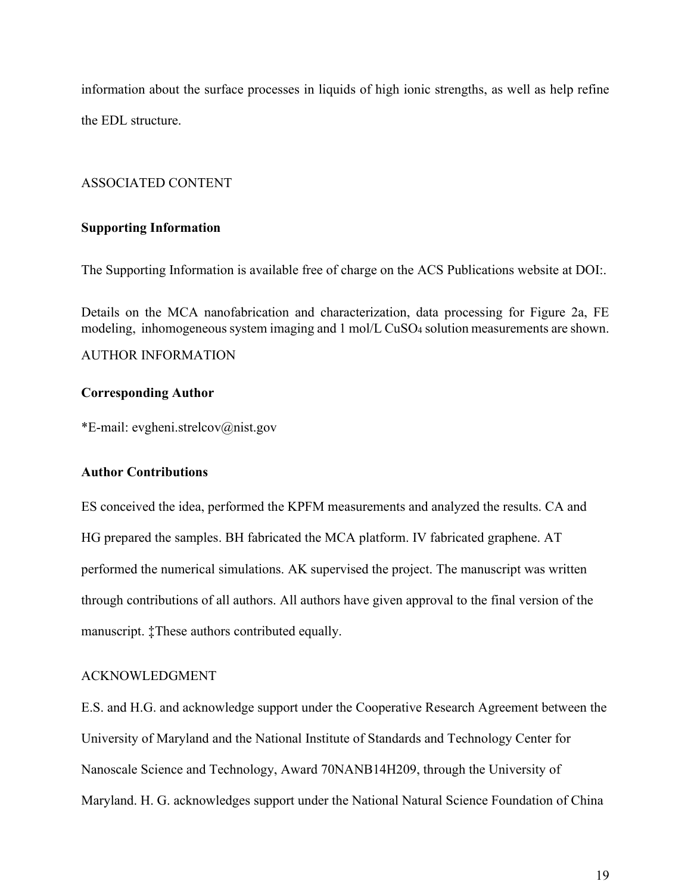information about the surface processes in liquids of high ionic strengths, as well as help refine the EDL structure.

## ASSOCIATED CONTENT

### Supporting Information

The Supporting Information is available free of charge on the ACS Publications website at DOI:.

Details on the MCA nanofabrication and characterization, data processing for Figure 2a, FE modeling, inhomogeneous system imaging and 1 mol/L $CuSO_4$ solution measurements are shown.

## AUTHOR INFORMATION

### Corresponding Author

*E-mail: evgheni.strelcov@nist.gov

### Author Contributions

ES conceived the idea, performed the KPFM measurements and analyzed the results. CA and HG prepared the samples. BH fabricated the MCA platform. IV fabricated graphene. AT performed the numerical simulations. AK supervised the project. The manuscript was written through contributions of all authors. All authors have given approval to the final version of the manuscript. ‡These authors contributed equally.

## ACKNOWLEDGMENT

E.S. and H.G. and acknowledge support under the Cooperative Research Agreement between the University of Maryland and the National Institute of Standards and Technology Center for Nanoscale Science and Technology, Award 70NANB14H209, through the University of Maryland. H. G. acknowledges support under the National Natural Science Foundation of China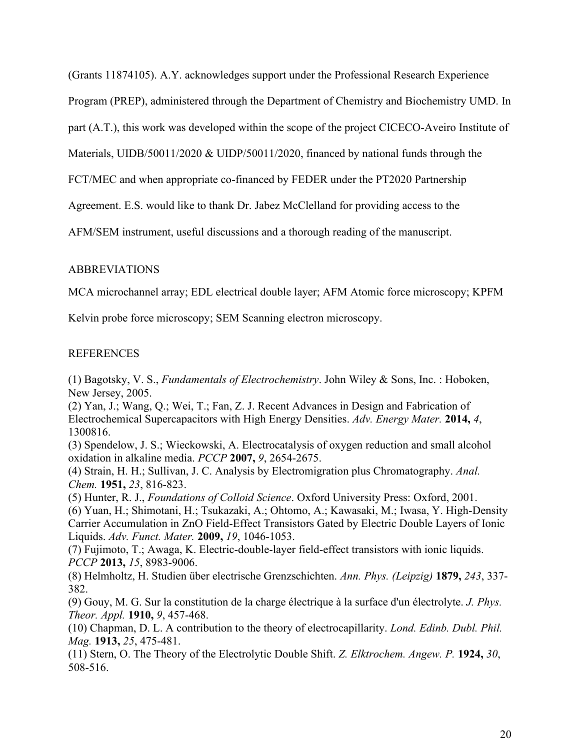(Grants 11874105). A.Y. acknowledges support under the Professional Research Experience Program (PREP), administered through the Department of Chemistry and Biochemistry UMD. In part (A.T.), this work was developed within the scope of the project CICECO-Aveiro Institute of Materials, UIDB/50011/2020 & UIDP/50011/2020, financed by national funds through the FCT/MEC and when appropriate co-financed by FEDER under the PT2020 Partnership Agreement. E.S. would like to thank Dr. Jabez McClelland for providing access to the AFM/SEM instrument, useful discussions and a thorough reading of the manuscript.

## ABBREVIATIONS

MCA microchannel array; EDL electrical double layer; AFM Atomic force microscopy; KPFM Kelvin probe force microscopy; SEM Scanning electron microscopy.

## REFERENCES

(1) Bagotsky, V. S., *Fundamentals of Electrochemistry*. John Wiley & Sons, Inc. : Hoboken, New Jersey, 2005.
(2) Yan, J.; Wang, Q.; Wei, T.; Fan, Z. J. Recent Advances in Design and Fabrication of Electrochemical Supercapacitors with High Energy Densities. *Adv. Energy Mater.* **2014,** *4*, 1300816.
(3) Spendelow, J. S.; Wieckowski, A. Electrocatalysis of oxygen reduction and small alcohol oxidation in alkaline media. *PCCP* **2007,** *9*, 2654-2675.
(4) Strain, H. H.; Sullivan, J. C. Analysis by Electromigration plus Chromatography. *Anal. Chem.* **1951,** *23*, 816-823.
(5) Hunter, R. J., *Foundations of Colloid Science*. Oxford University Press: Oxford, 2001.
(6) Yuan, H.; Shimotani, H.; Tsukazaki, A.; Ohtomo, A.; Kawasaki, M.; Iwasa, Y. High-Density Carrier Accumulation in ZnO Field-Effect Transistors Gated by Electric Double Layers of Ionic Liquids. *Adv. Funct. Mater.* **2009,** *19*, 1046-1053.
(7) Fujimoto, T.; Awaga, K. Electric-double-layer field-effect transistors with ionic liquids. *PCCP* **2013,** *15*, 8983-9006.
(8) Helmholtz, H. Studien über electrische Grenzschichten. *Ann. Phys. (Leipzig)* **1879,** *243*, 337-382.
(9) Gouy, M. G. Sur la constitution de la charge électrique à la surface d'un électrolyte. *J. Phys. Theor. Appl.* **1910,** *9*, 457-468.
(10) Chapman, D. L. A contribution to the theory of electrocapillarity. *Lond. Edinb. Dubl. Phil. Mag.* **1913,** *25*, 475-481.
(11) Stern, O. The Theory of the Electrolytic Double Shift. *Z. Elktrochem. Angew. P.* **1924,** *30*, 508-516.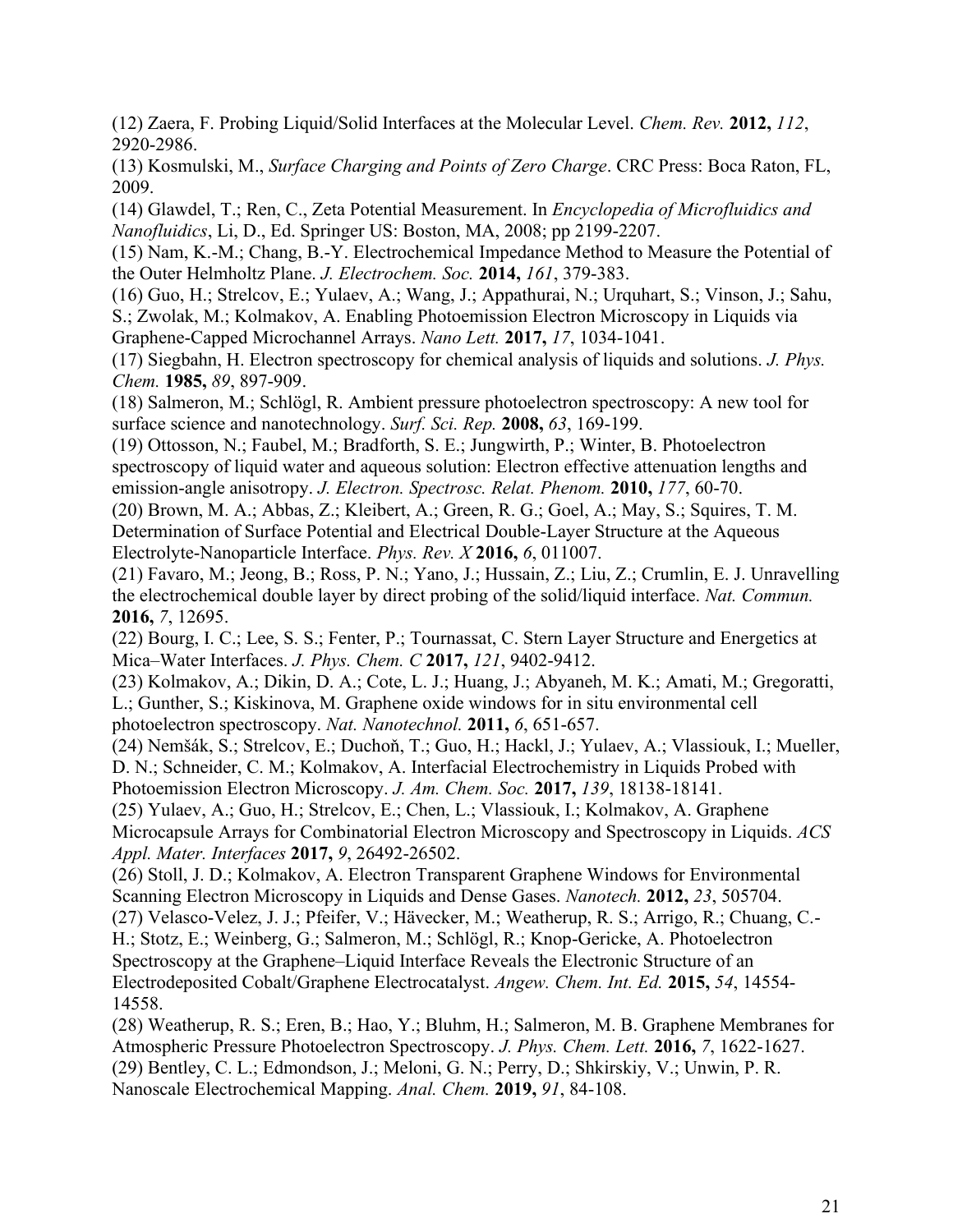(12) Zaera, F. Probing Liquid/Solid Interfaces at the Molecular Level. *Chem. Rev.* **2012,** *112*, 2920-2986.

(13) Kosmulski, M., *Surface Charging and Points of Zero Charge*. CRC Press: Boca Raton, FL, 2009.

(14) Glawdel, T.; Ren, C., Zeta Potential Measurement. In *Encyclopedia of Microfluidics and Nanofluidics*, Li, D., Ed. Springer US: Boston, MA, 2008; pp 2199-2207.

(15) Nam, K.-M.; Chang, B.-Y. Electrochemical Impedance Method to Measure the Potential of the Outer Helmholtz Plane. *J. Electrochem. Soc.* **2014,** *161*, 379-383.

(16) Guo, H.; Strelcov, E.; Yulaev, A.; Wang, J.; Appathurai, N.; Urquhart, S.; Vinson, J.; Sahu, S.; Zwolak, M.; Kolmakov, A. Enabling Photoemission Electron Microscopy in Liquids via Graphene-Capped Microchannel Arrays. *Nano Lett.* **2017,** *17*, 1034-1041.

(17) Siegbahn, H. Electron spectroscopy for chemical analysis of liquids and solutions. *J. Phys. Chem.* **1985,** *89*, 897-909.

(18) Salmeron, M.; Schlögl, R. Ambient pressure photoelectron spectroscopy: A new tool for surface science and nanotechnology. *Surf. Sci. Rep.* **2008,** *63*, 169-199.

(19) Ottosson, N.; Faubel, M.; Bradforth, S. E.; Jungwirth, P.; Winter, B. Photoelectron spectroscopy of liquid water and aqueous solution: Electron effective attenuation lengths and emission-angle anisotropy. *J. Electron. Spectrosc. Relat. Phenom.* **2010,** *177*, 60-70.

(20) Brown, M. A.; Abbas, Z.; Kleibert, A.; Green, R. G.; Goel, A.; May, S.; Squires, T. M. Determination of Surface Potential and Electrical Double-Layer Structure at the Aqueous Electrolyte-Nanoparticle Interface. *Phys. Rev. X* **2016,** *6*, 011007.

(21) Favaro, M.; Jeong, B.; Ross, P. N.; Yano, J.; Hussain, Z.; Liu, Z.; Crumlin, E. J. Unravelling the electrochemical double layer by direct probing of the solid/liquid interface. *Nat. Commun.* **2016,** *7*, 12695.

(22) Bourg, I. C.; Lee, S. S.; Fenter, P.; Tournassat, C. Stern Layer Structure and Energetics at Mica–Water Interfaces. *J. Phys. Chem. C* **2017,** *121*, 9402-9412.

(23) Kolmakov, A.; Dikin, D. A.; Cote, L. J.; Huang, J.; Abyaneh, M. K.; Amati, M.; Gregoratti, L.; Gunther, S.; Kiskinova, M. Graphene oxide windows for in situ environmental cell photoelectron spectroscopy. *Nat. Nanotechnol.* **2011,** *6*, 651-657.

(24) Nemšák, S.; Strelcov, E.; Duchoň, T.; Guo, H.; Hackl, J.; Yulaev, A.; Vlassiouk, I.; Mueller, D. N.; Schneider, C. M.; Kolmakov, A. Interfacial Electrochemistry in Liquids Probed with Photoemission Electron Microscopy. *J. Am. Chem. Soc.* **2017,** *139*, 18138-18141.

(25) Yulaev, A.; Guo, H.; Strelcov, E.; Chen, L.; Vlassiouk, I.; Kolmakov, A. Graphene Microcapsule Arrays for Combinatorial Electron Microscopy and Spectroscopy in Liquids. *ACS Appl. Mater. Interfaces* **2017,** *9*, 26492-26502.

(26) Stoll, J. D.; Kolmakov, A. Electron Transparent Graphene Windows for Environmental Scanning Electron Microscopy in Liquids and Dense Gases. *Nanotech.* **2012,** *23*, 505704.

(27) Velasco-Velez, J. J.; Pfeifer, V.; Hävecker, M.; Weatherup, R. S.; Arrigo, R.; Chuang, C.-H.; Stotz, E.; Weinberg, G.; Salmeron, M.; Schlögl, R.; Knop-Gericke, A. Photoelectron Spectroscopy at the Graphene–Liquid Interface Reveals the Electronic Structure of an Electrodeposited Cobalt/Graphene Electrocatalyst. *Angew. Chem. Int. Ed.* **2015,** *54*, 14554-14558.

(28) Weatherup, R. S.; Eren, B.; Hao, Y.; Bluhm, H.; Salmeron, M. B. Graphene Membranes for Atmospheric Pressure Photoelectron Spectroscopy. *J. Phys. Chem. Lett.* **2016,** *7*, 1622-1627.

(29) Bentley, C. L.; Edmondson, J.; Meloni, G. N.; Perry, D.; Shkirskiy, V.; Unwin, P. R. Nanoscale Electrochemical Mapping. *Anal. Chem.* **2019,** *91*, 84-108.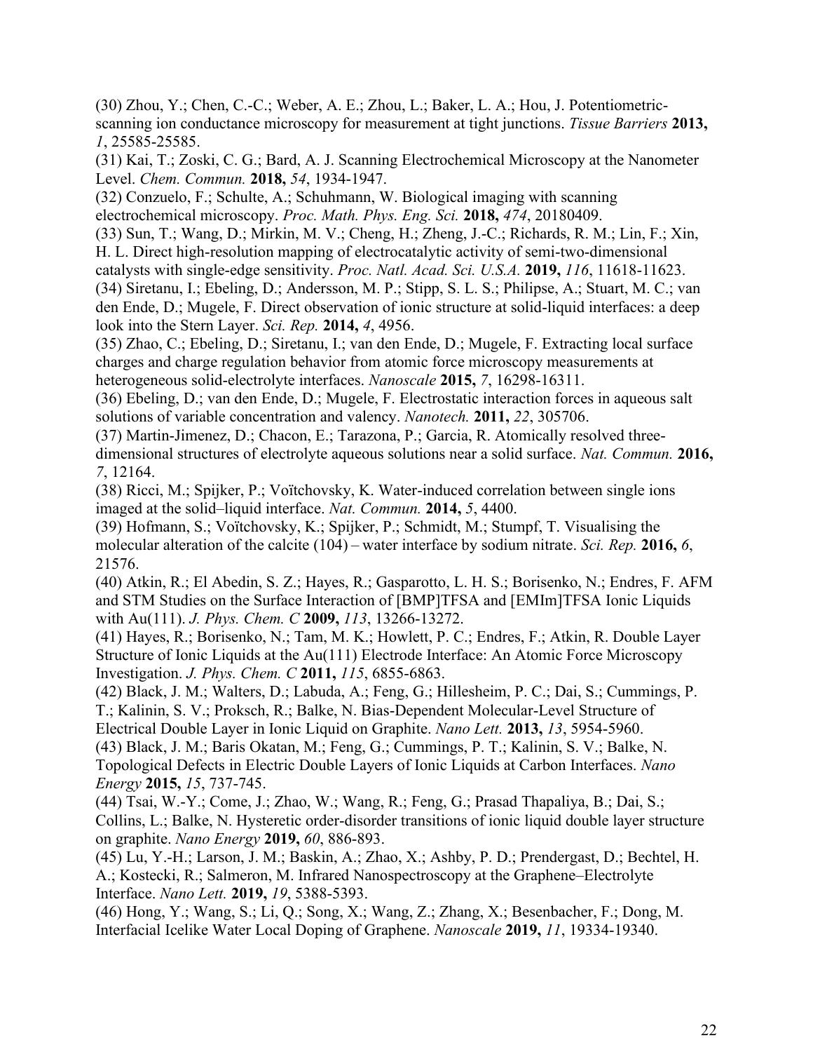(30) Zhou, Y.; Chen, C.-C.; Weber, A. E.; Zhou, L.; Baker, L. A.; Hou, J. Potentiometric-scanning ion conductance microscopy for measurement at tight junctions. *Tissue Barriers* **2013,** *1*, 25585-25585.

(31) Kai, T.; Zoski, C. G.; Bard, A. J. Scanning Electrochemical Microscopy at the Nanometer Level. *Chem. Commun.* **2018,** *54*, 1934-1947.

(32) Conzuelo, F.; Schulte, A.; Schuhmann, W. Biological imaging with scanning electrochemical microscopy. *Proc. Math. Phys. Eng. Sci.* **2018,** *474*, 20180409.

(33) Sun, T.; Wang, D.; Mirkin, M. V.; Cheng, H.; Zheng, J.-C.; Richards, R. M.; Lin, F.; Xin, H. L. Direct high-resolution mapping of electrocatalytic activity of semi-two-dimensional catalysts with single-edge sensitivity. *Proc. Natl. Acad. Sci. U.S.A.* **2019,** *116*, 11618-11623.

(34) Siretanu, I.; Ebeling, D.; Andersson, M. P.; Stipp, S. L. S.; Philipse, A.; Stuart, M. C.; van den Ende, D.; Mugele, F. Direct observation of ionic structure at solid-liquid interfaces: a deep look into the Stern Layer. *Sci. Rep.* **2014,** *4*, 4956.

(35) Zhao, C.; Ebeling, D.; Siretanu, I.; van den Ende, D.; Mugele, F. Extracting local surface charges and charge regulation behavior from atomic force microscopy measurements at heterogeneous solid-electrolyte interfaces. *Nanoscale* **2015,** *7*, 16298-16311.

(36) Ebeling, D.; van den Ende, D.; Mugele, F. Electrostatic interaction forces in aqueous salt solutions of variable concentration and valency. *Nanotech.* **2011,** *22*, 305706.

(37) Martin-Jimenez, D.; Chacon, E.; Tarazona, P.; Garcia, R. Atomically resolved three-dimensional structures of electrolyte aqueous solutions near a solid surface. *Nat. Commun.* **2016,** *7*, 12164.

(38) Ricci, M.; Spijker, P.; Voïtchovsky, K. Water-induced correlation between single ions imaged at the solid–liquid interface. *Nat. Commun.* **2014,** *5*, 4400.

(39) Hofmann, S.; Voïtchovsky, K.; Spijker, P.; Schmidt, M.; Stumpf, T. Visualising the molecular alteration of the calcite (104) – water interface by sodium nitrate. *Sci. Rep.* **2016,** *6*, 21576.

(40) Atkin, R.; El Abedin, S. Z.; Hayes, R.; Gasparotto, L. H. S.; Borisenko, N.; Endres, F. AFM and STM Studies on the Surface Interaction of [BMP]TFSA and [EMIm]TFSA Ionic Liquids with Au(111). *J. Phys. Chem. C* **2009,** *113*, 13266-13272.

(41) Hayes, R.; Borisenko, N.; Tam, M. K.; Howlett, P. C.; Endres, F.; Atkin, R. Double Layer Structure of Ionic Liquids at the Au(111) Electrode Interface: An Atomic Force Microscopy Investigation. *J. Phys. Chem. C* **2011,** *115*, 6855-6863.

(42) Black, J. M.; Walters, D.; Labuda, A.; Feng, G.; Hillesheim, P. C.; Dai, S.; Cummings, P. T.; Kalinin, S. V.; Proksch, R.; Balke, N. Bias-Dependent Molecular-Level Structure of Electrical Double Layer in Ionic Liquid on Graphite. *Nano Lett.* **2013,** *13*, 5954-5960.

(43) Black, J. M.; Baris Okatan, M.; Feng, G.; Cummings, P. T.; Kalinin, S. V.; Balke, N. Topological Defects in Electric Double Layers of Ionic Liquids at Carbon Interfaces. *Nano Energy* **2015,** *15*, 737-745.

(44) Tsai, W.-Y.; Come, J.; Zhao, W.; Wang, R.; Feng, G.; Prasad Thapaliya, B.; Dai, S.; Collins, L.; Balke, N. Hysteretic order-disorder transitions of ionic liquid double layer structure on graphite. *Nano Energy* **2019,** *60*, 886-893.

(45) Lu, Y.-H.; Larson, J. M.; Baskin, A.; Zhao, X.; Ashby, P. D.; Prendergast, D.; Bechtel, H. A.; Kostecki, R.; Salmeron, M. Infrared Nanospectroscopy at the Graphene–Electrolyte Interface. *Nano Lett.* **2019,** *19*, 5388-5393.

(46) Hong, Y.; Wang, S.; Li, Q.; Song, X.; Wang, Z.; Zhang, X.; Besenbacher, F.; Dong, M. Interfacial Icelike Water Local Doping of Graphene. *Nanoscale* **2019,** *11*, 19334-19340.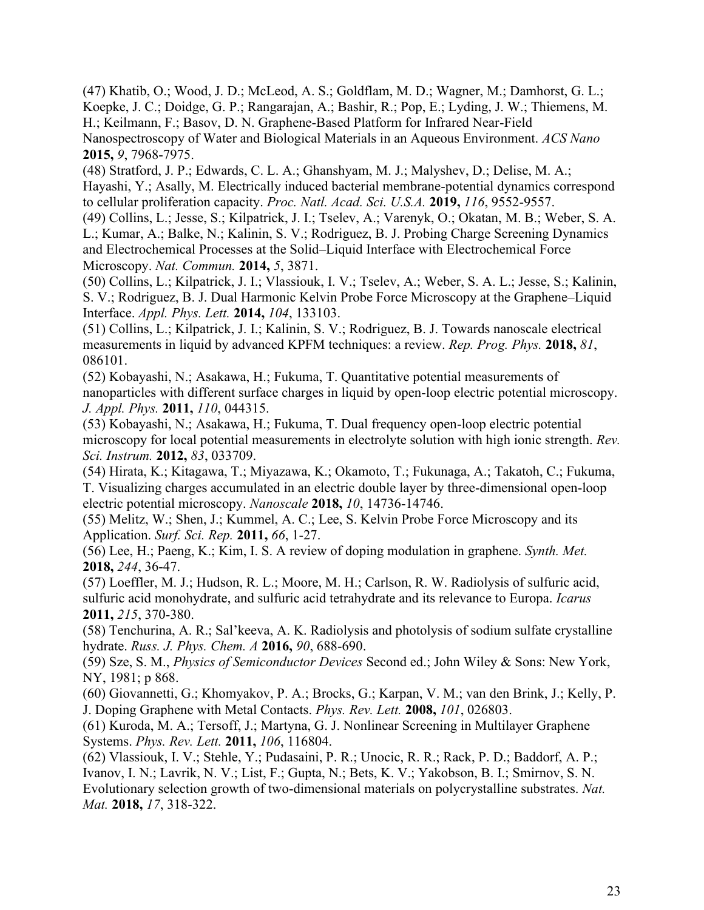(47) Khatib, O.; Wood, J. D.; McLeod, A. S.; Goldflam, M. D.; Wagner, M.; Damhorst, G. L.; Koepke, J. C.; Doidge, G. P.; Rangarajan, A.; Bashir, R.; Pop, E.; Lyding, J. W.; Thiemens, M. H.; Keilmann, F.; Basov, D. N. Graphene-Based Platform for Infrared Near-Field Nanospectroscopy of Water and Biological Materials in an Aqueous Environment. *ACS Nano* **2015,** *9*, 7968-7975.

(48) Stratford, J. P.; Edwards, C. L. A.; Ghanshyam, M. J.; Malyshev, D.; Delise, M. A.; Hayashi, Y.; Asally, M. Electrically induced bacterial membrane-potential dynamics correspond to cellular proliferation capacity. *Proc. Natl. Acad. Sci. U.S.A.* **2019,** *116*, 9552-9557.

(49) Collins, L.; Jesse, S.; Kilpatrick, J. I.; Tselev, A.; Varenyk, O.; Okatan, M. B.; Weber, S. A. L.; Kumar, A.; Balke, N.; Kalinin, S. V.; Rodriguez, B. J. Probing Charge Screening Dynamics and Electrochemical Processes at the Solid–Liquid Interface with Electrochemical Force Microscopy. *Nat. Commun.* **2014,** *5*, 3871.

(50) Collins, L.; Kilpatrick, J. I.; Vlassiouk, I. V.; Tselev, A.; Weber, S. A. L.; Jesse, S.; Kalinin, S. V.; Rodriguez, B. J. Dual Harmonic Kelvin Probe Force Microscopy at the Graphene–Liquid Interface. *Appl. Phys. Lett.* **2014,** *104*, 133103.

(51) Collins, L.; Kilpatrick, J. I.; Kalinin, S. V.; Rodriguez, B. J. Towards nanoscale electrical measurements in liquid by advanced KPFM techniques: a review. *Rep. Prog. Phys.* **2018,** *81*, 086101.

(52) Kobayashi, N.; Asakawa, H.; Fukuma, T. Quantitative potential measurements of nanoparticles with different surface charges in liquid by open-loop electric potential microscopy. *J. Appl. Phys.* **2011,** *110*, 044315.

(53) Kobayashi, N.; Asakawa, H.; Fukuma, T. Dual frequency open-loop electric potential microscopy for local potential measurements in electrolyte solution with high ionic strength. *Rev. Sci. Instrum.* **2012,** *83*, 033709.

(54) Hirata, K.; Kitagawa, T.; Miyazawa, K.; Okamoto, T.; Fukunaga, A.; Takatoh, C.; Fukuma, T. Visualizing charges accumulated in an electric double layer by three-dimensional open-loop electric potential microscopy. *Nanoscale* **2018,** *10*, 14736-14746.

(55) Melitz, W.; Shen, J.; Kummel, A. C.; Lee, S. Kelvin Probe Force Microscopy and its Application. *Surf. Sci. Rep.* **2011,** *66*, 1-27.

(56) Lee, H.; Paeng, K.; Kim, I. S. A review of doping modulation in graphene. *Synth. Met.* **2018,** *244*, 36-47.

(57) Loeffler, M. J.; Hudson, R. L.; Moore, M. H.; Carlson, R. W. Radiolysis of sulfuric acid, sulfuric acid monohydrate, and sulfuric acid tetrahydrate and its relevance to Europa. *Icarus* **2011,** *215*, 370-380.

(58) Tenchurina, A. R.; Sal'keeva, A. K. Radiolysis and photolysis of sodium sulfate crystalline hydrate. *Russ. J. Phys. Chem. A* **2016,** *90*, 688-690.

(59) Sze, S. M., *Physics of Semiconductor Devices* Second ed.; John Wiley & Sons: New York, NY, 1981; p 868.

(60) Giovannetti, G.; Khomyakov, P. A.; Brocks, G.; Karpan, V. M.; van den Brink, J.; Kelly, P. J. Doping Graphene with Metal Contacts. *Phys. Rev. Lett.* **2008,** *101*, 026803.

(61) Kuroda, M. A.; Tersoff, J.; Martyna, G. J. Nonlinear Screening in Multilayer Graphene Systems. *Phys. Rev. Lett.* **2011,** *106*, 116804.

(62) Vlassiouk, I. V.; Stehle, Y.; Pudasaini, P. R.; Unocic, R. R.; Rack, P. D.; Baddorf, A. P.; Ivanov, I. N.; Lavrik, N. V.; List, F.; Gupta, N.; Bets, K. V.; Yakobson, B. I.; Smirnov, S. N. Evolutionary selection growth of two-dimensional materials on polycrystalline substrates. *Nat. Mat.* **2018,** *17*, 318-322.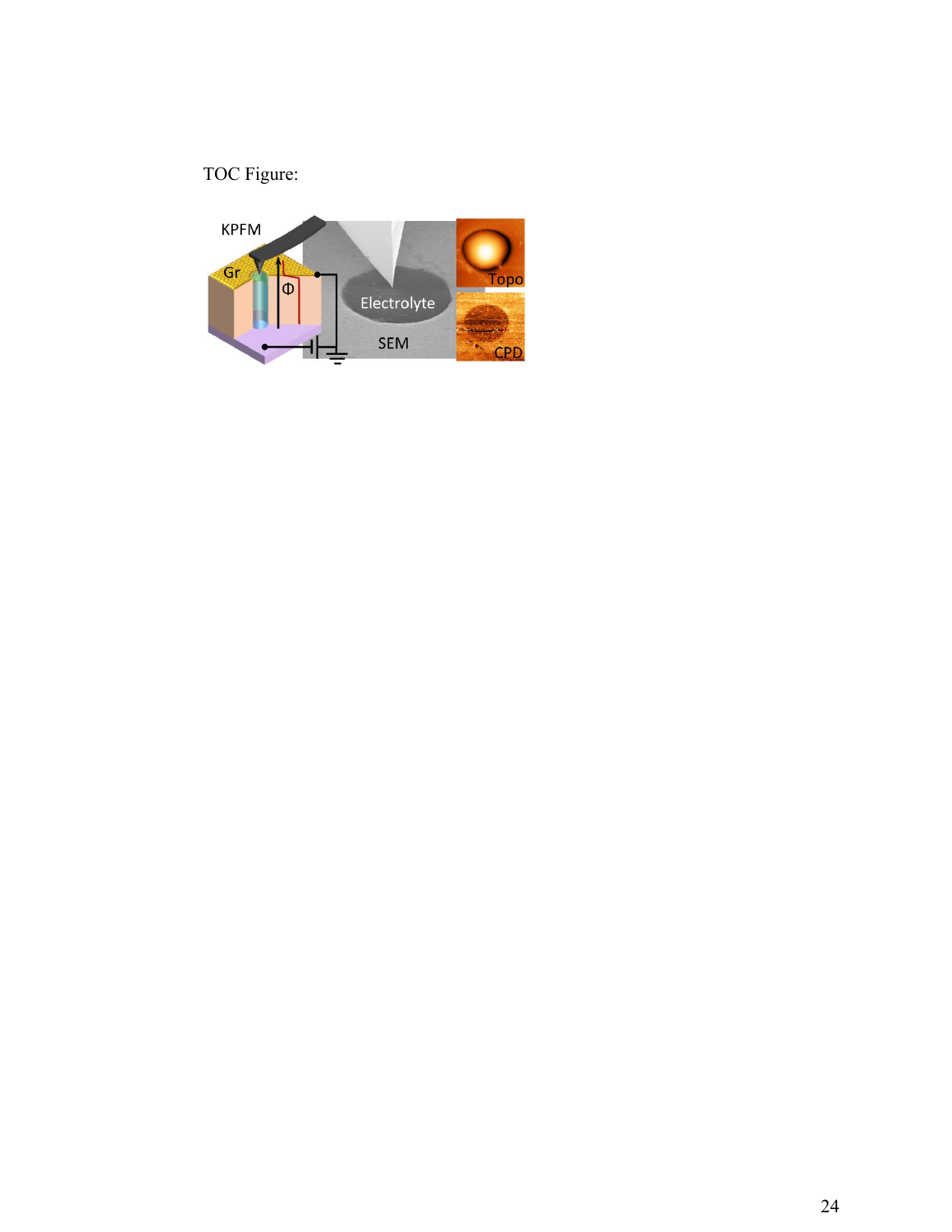TOC Figure: